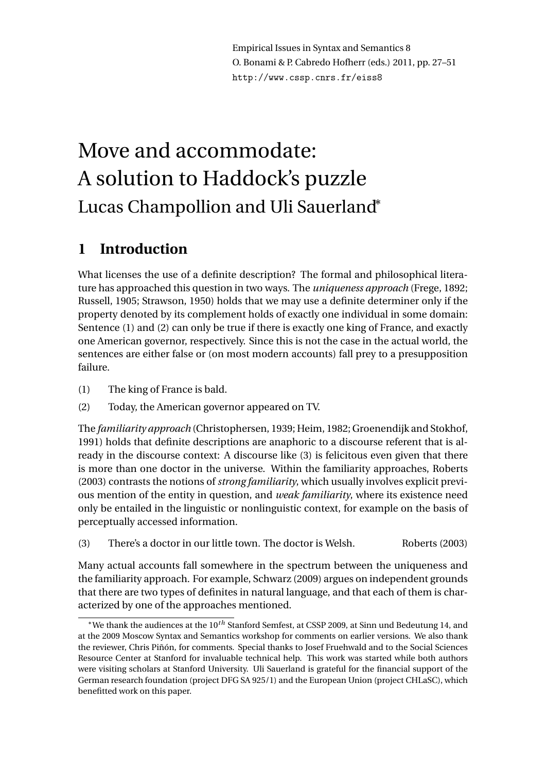Empirical Issues in Syntax and Semantics 8
O. Bonami & P. Cabredo Hofherr (eds.) 2011, pp. 27–51
http://www.cssp.cnrs.fr/eiss8

# Move and accommodate: A solution to Haddock's puzzle

Lucas Champollion and Uli Sauerland*

## 1 Introduction

What licenses the use of a definite description? The formal and philosophical literature has approached this question in two ways. The *uniqueness approach* (Frege, 1892; Russell, 1905; Strawson, 1950) holds that we may use a definite determiner only if the property denoted by its complement holds of exactly one individual in some domain: Sentence (1) and (2) can only be true if there is exactly one king of France, and exactly one American governor, respectively. Since this is not the case in the actual world, the sentences are either false or (on most modern accounts) fall prey to a presupposition failure.

(1) The king of France is bald.

(2) Today, the American governor appeared on TV.

The *familiarity approach* (Christophersen, 1939; Heim, 1982; Groenendijk and Stokhof, 1991) holds that definite descriptions are anaphoric to a discourse referent that is already in the discourse context: A discourse like (3) is felicitous even given that there is more than one doctor in the universe. Within the familiarity approaches, Roberts (2003) contrasts the notions of *strong familiarity*, which usually involves explicit previous mention of the entity in question, and *weak familiarity*, where its existence need only be entailed in the linguistic or nonlinguistic context, for example on the basis of perceptually accessed information.

(3) There's a doctor in our little town. The doctor is Welsh. Roberts (2003)

Many actual accounts fall somewhere in the spectrum between the uniqueness and the familiarity approach. For example, Schwarz (2009) argues on independent grounds that there are two types of definites in natural language, and that each of them is characterized by one of the approaches mentioned.

*We thank the audiences at the $10^{th}$ Stanford Semfest, at CSSP 2009, at Sinn und Bedeutung 14, and at the 2009 Moscow Syntax and Semantics workshop for comments on earlier versions. We also thank the reviewer, Chris Piñón, for comments. Special thanks to Josef Fruehwald and to the Social Sciences Resource Center at Stanford for invaluable technical help. This work was started while both authors were visiting scholars at Stanford University. Uli Sauerland is grateful for the financial support of the German research foundation (project DFG SA 925/1) and the European Union (project CHLaSC), which benefitted work on this paper.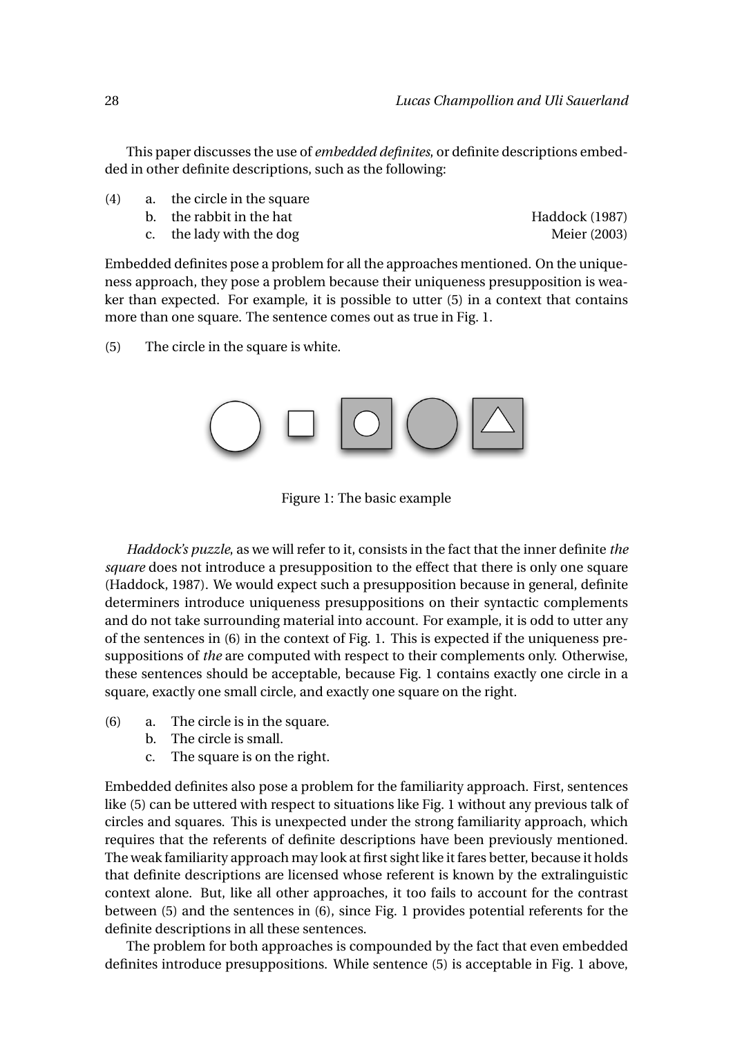This paper discusses the use of *embedded definites*, or definite descriptions embedded in other definite descriptions, such as the following:

(4) a. the circle in the square
  b. the rabbit in the hat — Haddock (1987)
  c. the lady with the dog — Meier (2003)

Embedded definites pose a problem for all the approaches mentioned. On the uniqueness approach, they pose a problem because their uniqueness presupposition is weaker than expected. For example, it is possible to utter (5) in a context that contains more than one square. The sentence comes out as true in Fig. 1.

(5) The circle in the square is white.

Figure 1: The basic example

*Haddock's puzzle*, as we will refer to it, consists in the fact that the inner definite *the square* does not introduce a presupposition to the effect that there is only one square (Haddock, 1987). We would expect such a presupposition because in general, definite determiners introduce uniqueness presuppositions on their syntactic complements and do not take surrounding material into account. For example, it is odd to utter any of the sentences in (6) in the context of Fig. 1. This is expected if the uniqueness presuppositions of *the* are computed with respect to their complements only. Otherwise, these sentences should be acceptable, because Fig. 1 contains exactly one circle in a square, exactly one small circle, and exactly one square on the right.

(6) a. The circle is in the square.
  b. The circle is small.
  c. The square is on the right.

Embedded definites also pose a problem for the familiarity approach. First, sentences like (5) can be uttered with respect to situations like Fig. 1 without any previous talk of circles and squares. This is unexpected under the strong familiarity approach, which requires that the referents of definite descriptions have been previously mentioned. The weak familiarity approach may look at first sight like it fares better, because it holds that definite descriptions are licensed whose referent is known by the extralinguistic context alone. But, like all other approaches, it too fails to account for the contrast between (5) and the sentences in (6), since Fig. 1 provides potential referents for the definite descriptions in all these sentences.

The problem for both approaches is compounded by the fact that even embedded definites introduce presuppositions. While sentence (5) is acceptable in Fig. 1 above,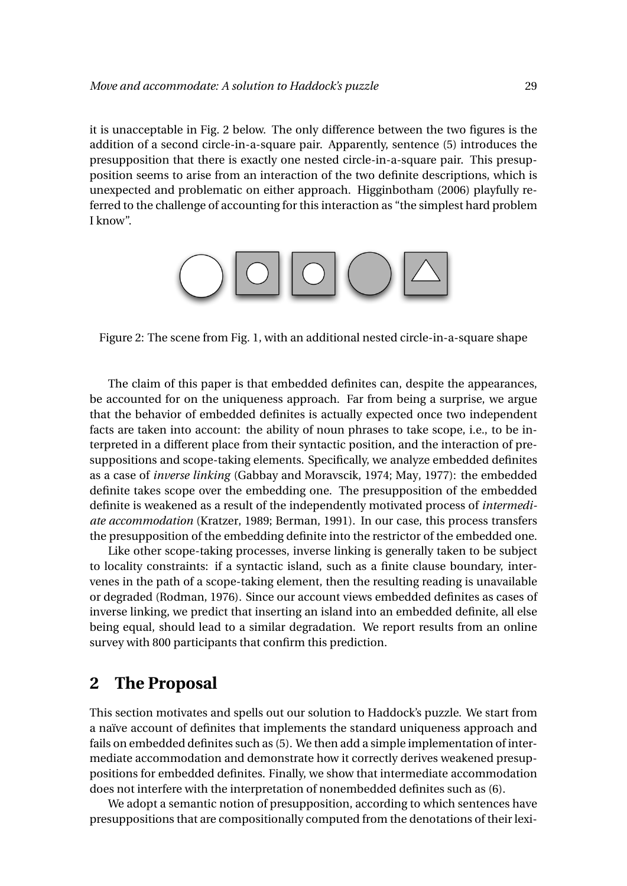it is unacceptable in Fig. 2 below. The only difference between the two figures is the addition of a second circle-in-a-square pair. Apparently, sentence (5) introduces the presupposition that there is exactly one nested circle-in-a-square pair. This presupposition seems to arise from an interaction of the two definite descriptions, which is unexpected and problematic on either approach. Higginbotham (2006) playfully referred to the challenge of accounting for this interaction as "the simplest hard problem I know".

Figure 2: The scene from Fig. 1, with an additional nested circle-in-a-square shape

The claim of this paper is that embedded definites can, despite the appearances, be accounted for on the uniqueness approach. Far from being a surprise, we argue that the behavior of embedded definites is actually expected once two independent facts are taken into account: the ability of noun phrases to take scope, i.e., to be interpreted in a different place from their syntactic position, and the interaction of presuppositions and scope-taking elements. Specifically, we analyze embedded definites as a case of *inverse linking* (Gabbay and Moravscik, 1974; May, 1977): the embedded definite takes scope over the embedding one. The presupposition of the embedded definite is weakened as a result of the independently motivated process of *intermediate accommodation* (Kratzer, 1989; Berman, 1991). In our case, this process transfers the presupposition of the embedding definite into the restrictor of the embedded one.

Like other scope-taking processes, inverse linking is generally taken to be subject to locality constraints: if a syntactic island, such as a finite clause boundary, intervenes in the path of a scope-taking element, then the resulting reading is unavailable or degraded (Rodman, 1976). Since our account views embedded definites as cases of inverse linking, we predict that inserting an island into an embedded definite, all else being equal, should lead to a similar degradation. We report results from an online survey with 800 participants that confirm this prediction.

## 2 The Proposal

This section motivates and spells out our solution to Haddock's puzzle. We start from a naïve account of definites that implements the standard uniqueness approach and fails on embedded definites such as (5). We then add a simple implementation of intermediate accommodation and demonstrate how it correctly derives weakened presuppositions for embedded definites. Finally, we show that intermediate accommodation does not interfere with the interpretation of nonembedded definites such as (6).

We adopt a semantic notion of presupposition, according to which sentences have presuppositions that are compositionally computed from the denotations of their lexi-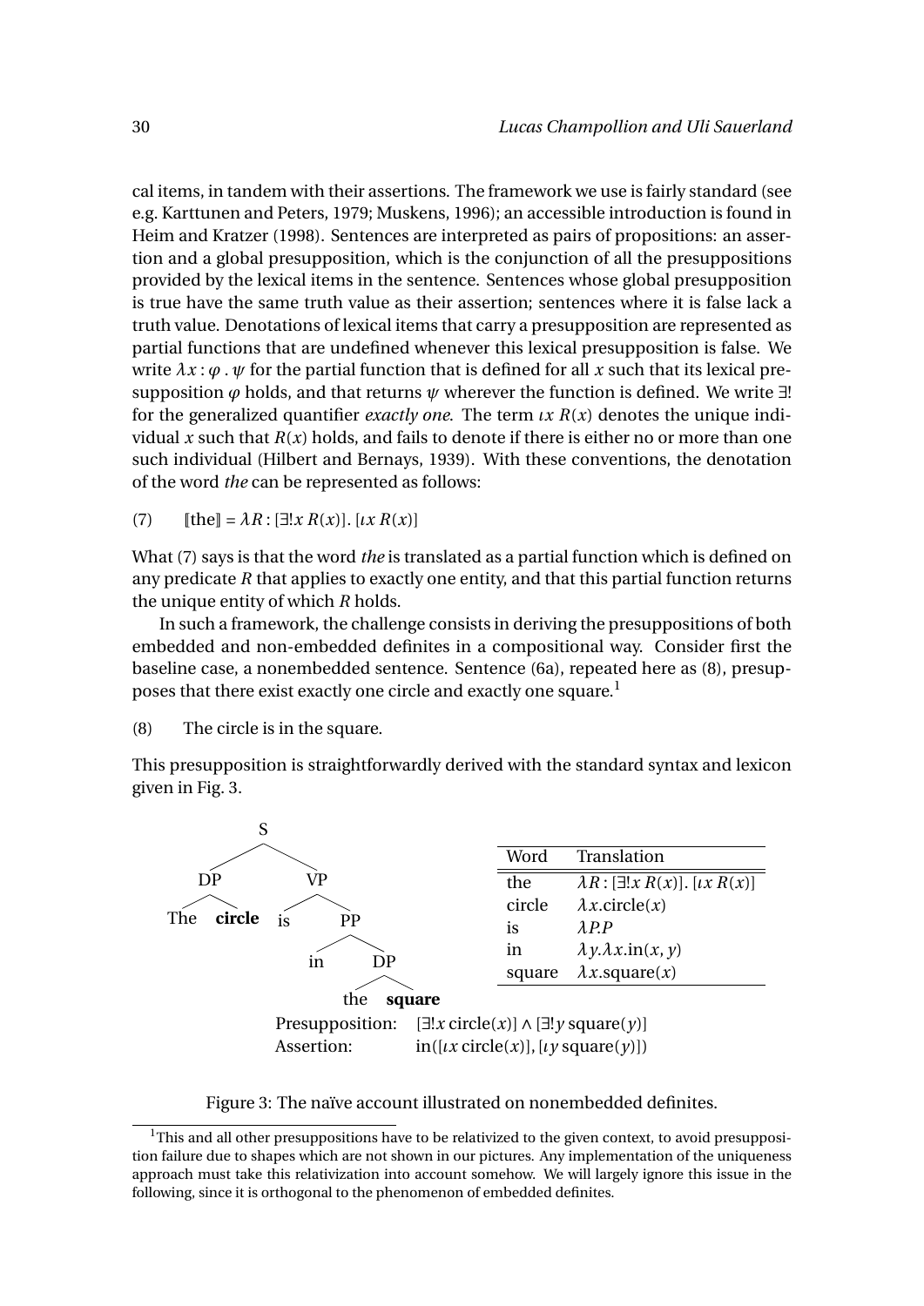cal items, in tandem with their assertions. The framework we use is fairly standard (see e.g. Karttunen and Peters, 1979; Muskens, 1996); an accessible introduction is found in Heim and Kratzer (1998). Sentences are interpreted as pairs of propositions: an assertion and a global presupposition, which is the conjunction of all the presuppositions provided by the lexical items in the sentence. Sentences whose global presupposition is true have the same truth value as their assertion; sentences where it is false lack a truth value. Denotations of lexical items that carry a presupposition are represented as partial functions that are undefined whenever this lexical presupposition is false. We write $\lambda x : \varphi \,.\, \psi$ for the partial function that is defined for all $x$ such that its lexical presupposition $\varphi$ holds, and that returns $\psi$ wherever the function is defined. We write $\exists!$ for the generalized quantifier *exactly one*. The term $\iota x\ R(x)$ denotes the unique individual $x$ such that $R(x)$ holds, and fails to denote if there is either no or more than one such individual (Hilbert and Bernays, 1939). With these conventions, the denotation of the word *the* can be represented as follows:

(7) $[\![\text{the}]\!] = \lambda R : [\exists! x\ R(x)].\ [\iota x\ R(x)]$

What (7) says is that the word *the* is translated as a partial function which is defined on any predicate $R$ that applies to exactly one entity, and that this partial function returns the unique entity of which $R$ holds.

In such a framework, the challenge consists in deriving the presuppositions of both embedded and non-embedded definites in a compositional way. Consider first the baseline case, a nonembedded sentence. Sentence (6a), repeated here as (8), presupposes that there exist exactly one circle and exactly one square.[1]

(8) The circle is in the square.

This presupposition is straightforwardly derived with the standard syntax and lexicon given in Fig. 3.

[S [DP The **circle**] [VP is [PP in [DP the **square**]]]]

| Word | Translation |
|---|---|
| the | $\lambda R : [\exists! x\ R(x)].\ [\iota x\ R(x)]$ |
| circle | $\lambda x.\text{circle}(x)$ |
| is | $\lambda P.P$ |
| in | $\lambda y.\lambda x.\text{in}(x, y)$ |
| square | $\lambda x.\text{square}(x)$ |

Presupposition: $[\exists! x\ \text{circle}(x)] \wedge [\exists! y\ \text{square}(y)]$

Assertion: $\text{in}([\iota x\ \text{circle}(x)], [\iota y\ \text{square}(y)])$

Figure 3: The naïve account illustrated on nonembedded definites.

[1] This and all other presuppositions have to be relativized to the given context, to avoid presupposition failure due to shapes which are not shown in our pictures. Any implementation of the uniqueness approach must take this relativization into account somehow. We will largely ignore this issue in the following, since it is orthogonal to the phenomenon of embedded definites.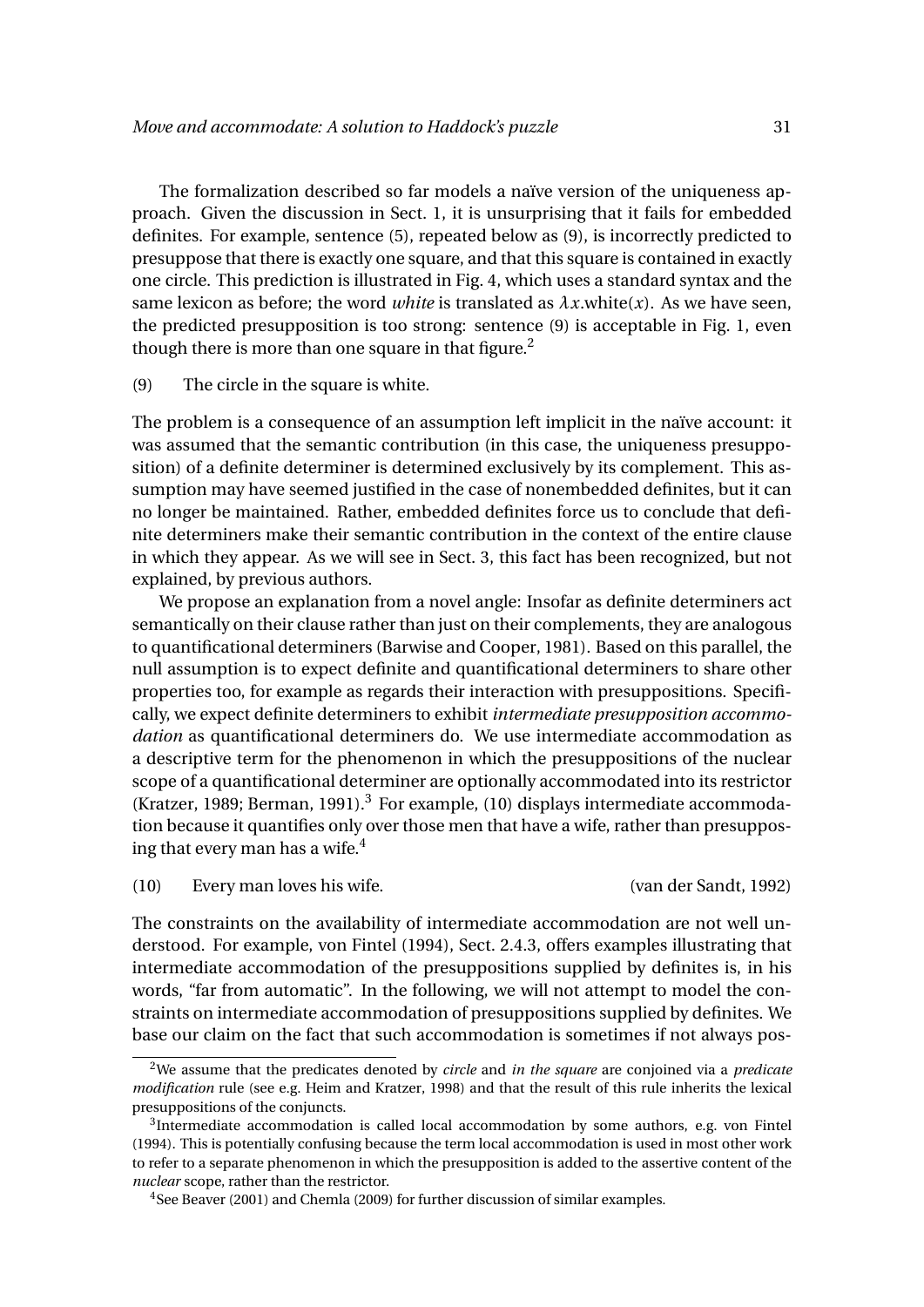The formalization described so far models a naïve version of the uniqueness approach. Given the discussion in Sect. 1, it is unsurprising that it fails for embedded definites. For example, sentence (5), repeated below as (9), is incorrectly predicted to presuppose that there is exactly one square, and that this square is contained in exactly one circle. This prediction is illustrated in Fig. 4, which uses a standard syntax and the same lexicon as before; the word *white* is translated as $\lambda x.\text{white}(x)$. As we have seen, the predicted presupposition is too strong: sentence (9) is acceptable in Fig. 1, even though there is more than one square in that figure.[2]

(9) The circle in the square is white.

The problem is a consequence of an assumption left implicit in the naïve account: it was assumed that the semantic contribution (in this case, the uniqueness presupposition) of a definite determiner is determined exclusively by its complement. This assumption may have seemed justified in the case of nonembedded definites, but it can no longer be maintained. Rather, embedded definites force us to conclude that definite determiners make their semantic contribution in the context of the entire clause in which they appear. As we will see in Sect. 3, this fact has been recognized, but not explained, by previous authors.

We propose an explanation from a novel angle: Insofar as definite determiners act semantically on their clause rather than just on their complements, they are analogous to quantificational determiners (Barwise and Cooper, 1981). Based on this parallel, the null assumption is to expect definite and quantificational determiners to share other properties too, for example as regards their interaction with presuppositions. Specifically, we expect definite determiners to exhibit *intermediate presupposition accommodation* as quantificational determiners do. We use intermediate accommodation as a descriptive term for the phenomenon in which the presuppositions of the nuclear scope of a quantificational determiner are optionally accommodated into its restrictor (Kratzer, 1989; Berman, 1991).[3] For example, (10) displays intermediate accommodation because it quantifies only over those men that have a wife, rather than presupposing that every man has a wife.[4]

(10) Every man loves his wife. (van der Sandt, 1992)

The constraints on the availability of intermediate accommodation are not well understood. For example, von Fintel (1994), Sect. 2.4.3, offers examples illustrating that intermediate accommodation of the presuppositions supplied by definites is, in his words, "far from automatic". In the following, we will not attempt to model the constraints on intermediate accommodation of presuppositions supplied by definites. We base our claim on the fact that such accommodation is sometimes if not always pos-

---

[2] We assume that the predicates denoted by *circle* and *in the square* are conjoined via a *predicate modification* rule (see e.g. Heim and Kratzer, 1998) and that the result of this rule inherits the lexical presuppositions of the conjuncts.

[3] Intermediate accommodation is called local accommodation by some authors, e.g. von Fintel (1994). This is potentially confusing because the term local accommodation is used in most other work to refer to a separate phenomenon in which the presupposition is added to the assertive content of the *nuclear* scope, rather than the restrictor.

[4] See Beaver (2001) and Chemla (2009) for further discussion of similar examples.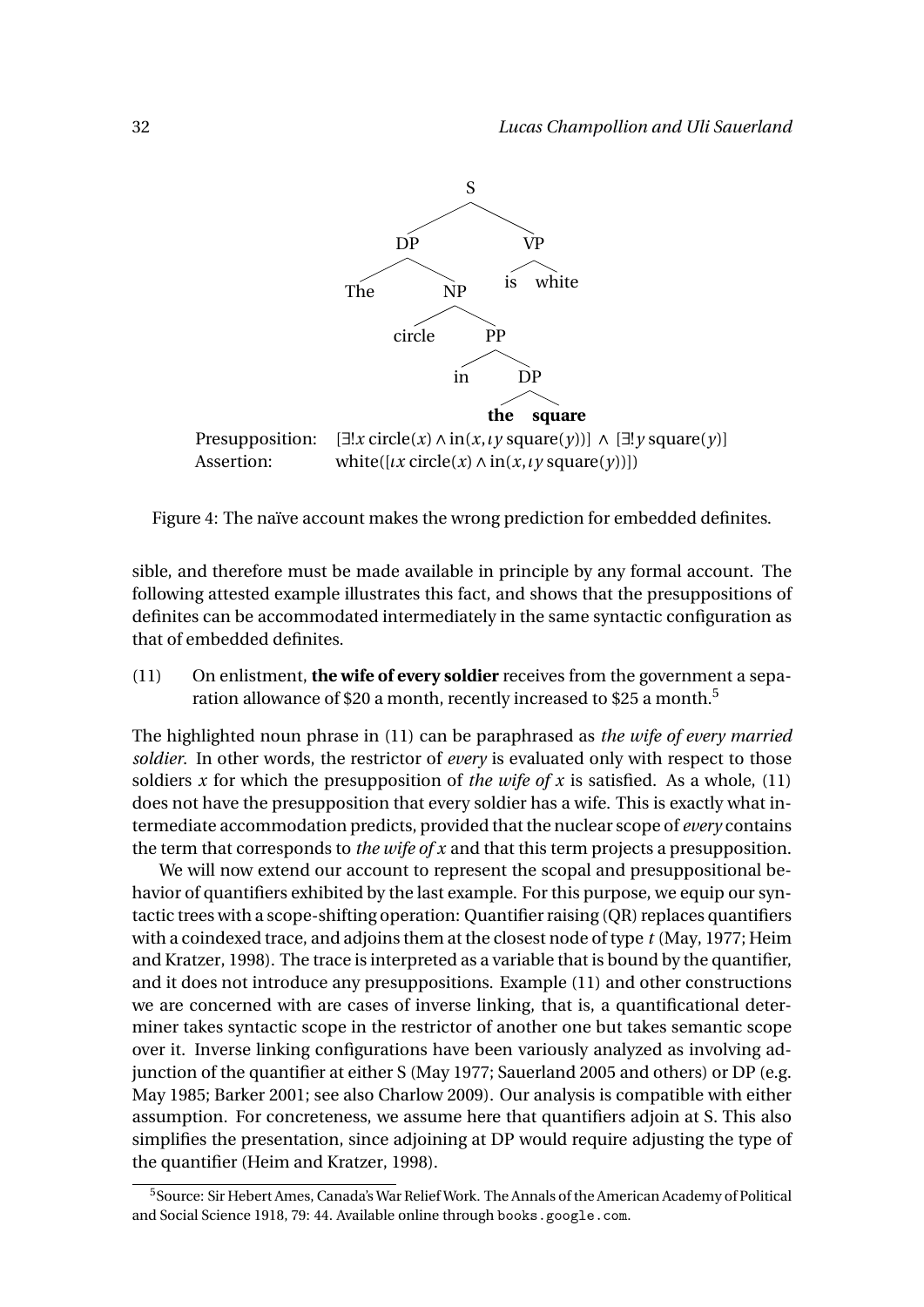```
                    S
           /                \
         DP                  VP
       /    \               /  \
    The      NP           is   white
           /    \
       circle    PP
               /    \
             in      DP
                   /    \
                the    square
```

Presupposition: $[\exists! x\, \text{circle}(x) \wedge \text{in}(x, \iota y\, \text{square}(y))] \wedge [\exists! y\, \text{square}(y)]$

Assertion: $\text{white}([\iota x\, \text{circle}(x) \wedge \text{in}(x, \iota y\, \text{square}(y))])$

Figure 4: The naïve account makes the wrong prediction for embedded definites.

sible, and therefore must be made available in principle by any formal account. The following attested example illustrates this fact, and shows that the presuppositions of definites can be accommodated intermediately in the same syntactic configuration as that of embedded definites.

(11) On enlistment, **the wife of every soldier** receives from the government a separation allowance of \$20 a month, recently increased to \$25 a month.[5]

The highlighted noun phrase in (11) can be paraphrased as *the wife of every married soldier*. In other words, the restrictor of *every* is evaluated only with respect to those soldiers $x$ for which the presupposition of *the wife of x* is satisfied. As a whole, (11) does not have the presupposition that every soldier has a wife. This is exactly what intermediate accommodation predicts, provided that the nuclear scope of *every* contains the term that corresponds to *the wife of x* and that this term projects a presupposition.

We will now extend our account to represent the scopal and presuppositional behavior of quantifiers exhibited by the last example. For this purpose, we equip our syntactic trees with a scope-shifting operation: Quantifier raising (QR) replaces quantifiers with a coindexed trace, and adjoins them at the closest node of type $t$ (May, 1977; Heim and Kratzer, 1998). The trace is interpreted as a variable that is bound by the quantifier, and it does not introduce any presuppositions. Example (11) and other constructions we are concerned with are cases of inverse linking, that is, a quantificational determiner takes syntactic scope in the restrictor of another one but takes semantic scope over it. Inverse linking configurations have been variously analyzed as involving adjunction of the quantifier at either S (May 1977; Sauerland 2005 and others) or DP (e.g. May 1985; Barker 2001; see also Charlow 2009). Our analysis is compatible with either assumption. For concreteness, we assume here that quantifiers adjoin at S. This also simplifies the presentation, since adjoining at DP would require adjusting the type of the quantifier (Heim and Kratzer, 1998).

[5] Source: Sir Hebert Ames, Canada's War Relief Work. The Annals of the American Academy of Political and Social Science 1918, 79: 44. Available online through books.google.com.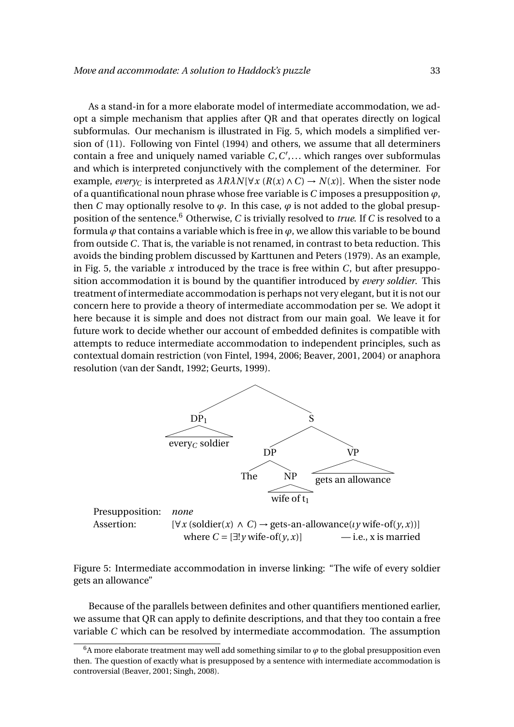As a stand-in for a more elaborate model of intermediate accommodation, we adopt a simple mechanism that applies after QR and that operates directly on logical subformulas. Our mechanism is illustrated in Fig. 5, which models a simplified version of (11). Following von Fintel (1994) and others, we assume that all determiners contain a free and uniquely named variable $C, C', \ldots$ which ranges over subformulas and which is interpreted conjunctively with the complement of the determiner. For example, *every*$_C$ is interpreted as $\lambda R \lambda N[\forall x\,(R(x) \wedge C) \rightarrow N(x)]$. When the sister node of a quantificational noun phrase whose free variable is $C$ imposes a presupposition $\varphi$, then $C$ may optionally resolve to $\varphi$. In this case, $\varphi$ is not added to the global presupposition of the sentence.[6] Otherwise, $C$ is trivially resolved to *true*. If $C$ is resolved to a formula $\varphi$ that contains a variable which is free in $\varphi$, we allow this variable to be bound from outside $C$. That is, the variable is not renamed, in contrast to beta reduction. This avoids the binding problem discussed by Karttunen and Peters (1979). As an example, in Fig. 5, the variable $x$ introduced by the trace is free within $C$, but after presupposition accommodation it is bound by the quantifier introduced by *every soldier*. This treatment of intermediate accommodation is perhaps not very elegant, but it is not our concern here to provide a theory of intermediate accommodation per se. We adopt it here because it is simple and does not distract from our main goal. We leave it for future work to decide whether our account of embedded definites is compatible with attempts to reduce intermediate accommodation to independent principles, such as contextual domain restriction (von Fintel, 1994, 2006; Beaver, 2001, 2004) or anaphora resolution (van der Sandt, 1992; Geurts, 1999).

[Tree: [ [DP$_1$ every$_C$ soldier] [S [DP The [NP wife of t$_1$]] [VP gets an allowance]] ]]

Presupposition: *none*

Assertion: $[\forall x\,(\text{soldier}(x) \wedge C) \rightarrow \text{gets-an-allowance}(\iota y\,\text{wife-of}(y,x))]$
where $C = [\exists! y\,\text{wife-of}(y,x)]$ — i.e., x is married

Figure 5: Intermediate accommodation in inverse linking: "The wife of every soldier gets an allowance"

Because of the parallels between definites and other quantifiers mentioned earlier, we assume that QR can apply to definite descriptions, and that they too contain a free variable $C$ which can be resolved by intermediate accommodation. The assumption

[6] A more elaborate treatment may well add something similar to $\varphi$ to the global presupposition even then. The question of exactly what is presupposed by a sentence with intermediate accommodation is controversial (Beaver, 2001; Singh, 2008).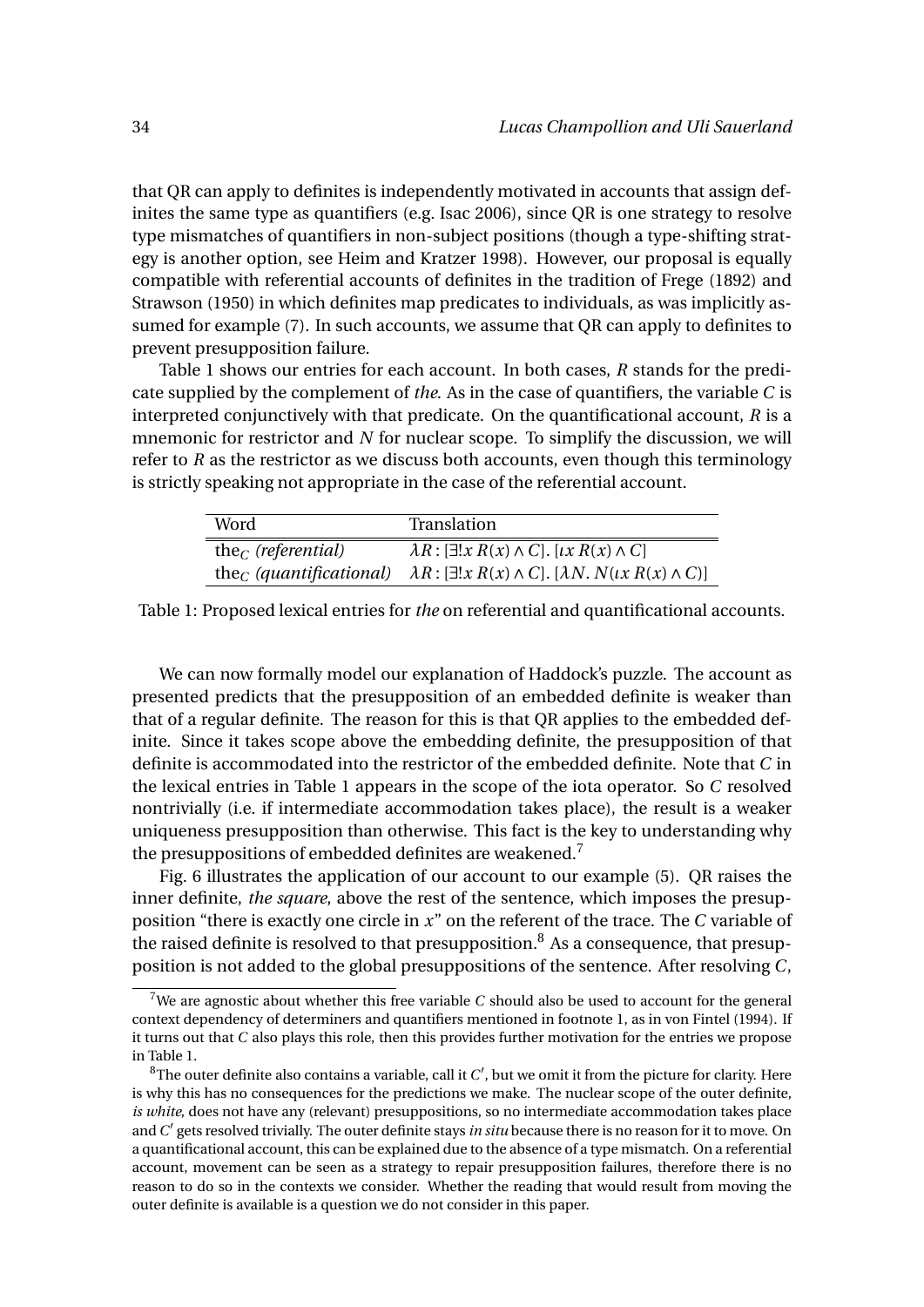that QR can apply to definites is independently motivated in accounts that assign definites the same type as quantifiers (e.g. Isac 2006), since QR is one strategy to resolve type mismatches of quantifiers in non-subject positions (though a type-shifting strategy is another option, see Heim and Kratzer 1998). However, our proposal is equally compatible with referential accounts of definites in the tradition of Frege (1892) and Strawson (1950) in which definites map predicates to individuals, as was implicitly assumed for example (7). In such accounts, we assume that QR can apply to definites to prevent presupposition failure.

Table 1 shows our entries for each account. In both cases, $R$ stands for the predicate supplied by the complement of *the*. As in the case of quantifiers, the variable $C$ is interpreted conjunctively with that predicate. On the quantificational account, $R$ is a mnemonic for restrictor and $N$ for nuclear scope. To simplify the discussion, we will refer to $R$ as the restrictor as we discuss both accounts, even though this terminology is strictly speaking not appropriate in the case of the referential account.

| Word | Translation |
|---|---|
| the$_C$ *(referential)* | $\lambda R : [\exists! x\, R(x) \wedge C].\, [\iota x\, R(x) \wedge C]$ |
| the$_C$ *(quantificational)* | $\lambda R : [\exists! x\, R(x) \wedge C].\, [\lambda N.\, N(\iota x\, R(x) \wedge C)]$ |

Table 1: Proposed lexical entries for *the* on referential and quantificational accounts.

We can now formally model our explanation of Haddock's puzzle. The account as presented predicts that the presupposition of an embedded definite is weaker than that of a regular definite. The reason for this is that QR applies to the embedded definite. Since it takes scope above the embedding definite, the presupposition of that definite is accommodated into the restrictor of the embedded definite. Note that $C$ in the lexical entries in Table 1 appears in the scope of the iota operator. So $C$ resolved nontrivially (i.e. if intermediate accommodation takes place), the result is a weaker uniqueness presupposition than otherwise. This fact is the key to understanding why the presuppositions of embedded definites are weakened.[7]

Fig. 6 illustrates the application of our account to our example (5). QR raises the inner definite, *the square*, above the rest of the sentence, which imposes the presupposition "there is exactly one circle in $x$" on the referent of the trace. The $C$ variable of the raised definite is resolved to that presupposition.[8] As a consequence, that presupposition is not added to the global presuppositions of the sentence. After resolving $C$,

[7] We are agnostic about whether this free variable $C$ should also be used to account for the general context dependency of determiners and quantifiers mentioned in footnote 1, as in von Fintel (1994). If it turns out that $C$ also plays this role, then this provides further motivation for the entries we propose in Table 1.

[8] The outer definite also contains a variable, call it $C'$, but we omit it from the picture for clarity. Here is why this has no consequences for the predictions we make. The nuclear scope of the outer definite, *is white*, does not have any (relevant) presuppositions, so no intermediate accommodation takes place and $C'$ gets resolved trivially. The outer definite stays *in situ* because there is no reason for it to move. On a quantificational account, this can be explained due to the absence of a type mismatch. On a referential account, movement can be seen as a strategy to repair presupposition failures, therefore there is no reason to do so in the contexts we consider. Whether the reading that would result from moving the outer definite is available is a question we do not consider in this paper.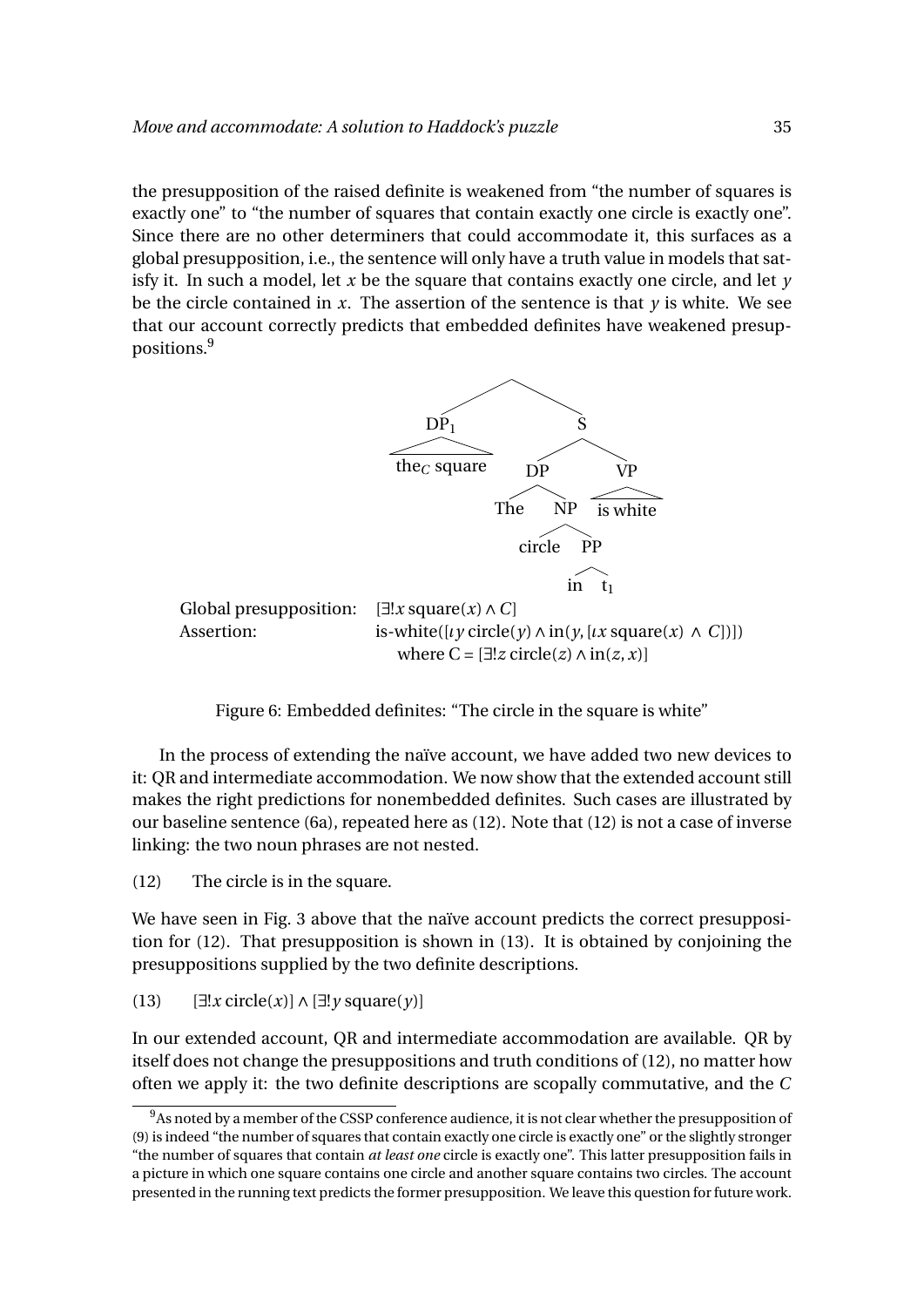the presupposition of the raised definite is weakened from "the number of squares is exactly one" to "the number of squares that contain exactly one circle is exactly one". Since there are no other determiners that could accommodate it, this surfaces as a global presupposition, i.e., the sentence will only have a truth value in models that satisfy it. In such a model, let $x$ be the square that contains exactly one circle, and let $y$ be the circle contained in $x$. The assertion of the sentence is that $y$ is white. We see that our account correctly predicts that embedded definites have weakened presuppositions.[9]

```
              /\
          DP_1    S
           |     /  \
     the_C square  DP    VP
                 /  \     |
              The   NP  is white
                   /  \
               circle  PP
                      /  \
                     in   t_1
```

Global presupposition: $[\exists! x \, \text{square}(x) \wedge C]$

Assertion: $\text{is-white}([\iota y \, \text{circle}(y) \wedge \text{in}(y, [\iota x \, \text{square}(x) \wedge C])])$
where $C = [\exists! z \, \text{circle}(z) \wedge \text{in}(z, x)]$

Figure 6: Embedded definites: "The circle in the square is white"

In the process of extending the naïve account, we have added two new devices to it: QR and intermediate accommodation. We now show that the extended account still makes the right predictions for nonembedded definites. Such cases are illustrated by our baseline sentence (6a), repeated here as (12). Note that (12) is not a case of inverse linking: the two noun phrases are not nested.

(12) The circle is in the square.

We have seen in Fig. 3 above that the naïve account predicts the correct presupposition for (12). That presupposition is shown in (13). It is obtained by conjoining the presuppositions supplied by the two definite descriptions.

(13) $[\exists! x \, \text{circle}(x)] \wedge [\exists! y \, \text{square}(y)]$

In our extended account, QR and intermediate accommodation are available. QR by itself does not change the presuppositions and truth conditions of (12), no matter how often we apply it: the two definite descriptions are scopally commutative, and the $C$

[9] As noted by a member of the CSSP conference audience, it is not clear whether the presupposition of (9) is indeed "the number of squares that contain exactly one circle is exactly one" or the slightly stronger "the number of squares that contain *at least one* circle is exactly one". This latter presupposition fails in a picture in which one square contains one circle and another square contains two circles. The account presented in the running text predicts the former presupposition. We leave this question for future work.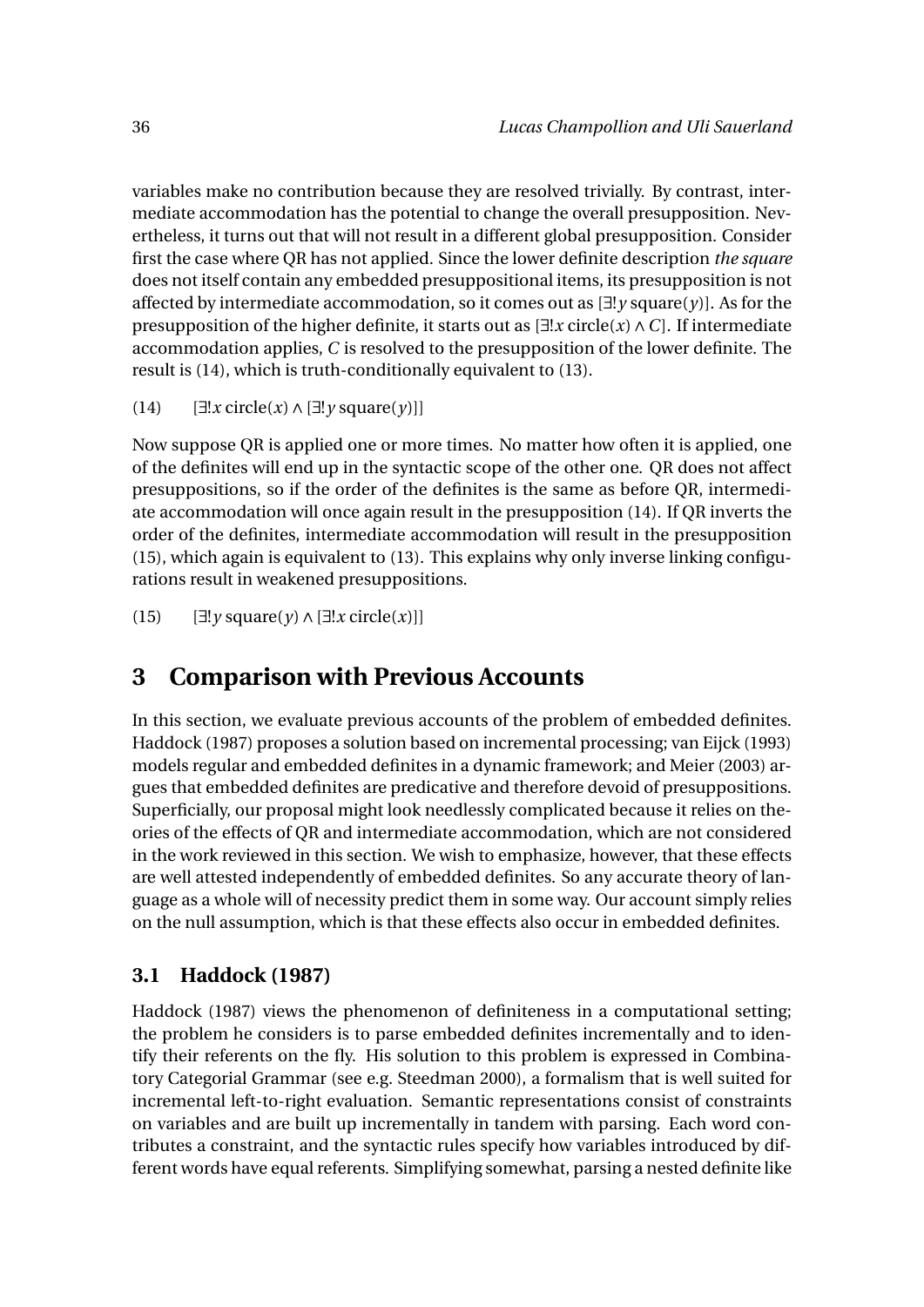variables make no contribution because they are resolved trivially. By contrast, intermediate accommodation has the potential to change the overall presupposition. Nevertheless, it turns out that will not result in a different global presupposition. Consider first the case where QR has not applied. Since the lower definite description *the square* does not itself contain any embedded presuppositional items, its presupposition is not affected by intermediate accommodation, so it comes out as $[\exists! y\, \text{square}(y)]$. As for the presupposition of the higher definite, it starts out as $[\exists! x\, \text{circle}(x) \wedge C]$. If intermediate accommodation applies, $C$ is resolved to the presupposition of the lower definite. The result is (14), which is truth-conditionally equivalent to (13).

(14) $[\exists! x\, \text{circle}(x) \wedge [\exists! y\, \text{square}(y)]]$

Now suppose QR is applied one or more times. No matter how often it is applied, one of the definites will end up in the syntactic scope of the other one. QR does not affect presuppositions, so if the order of the definites is the same as before QR, intermediate accommodation will once again result in the presupposition (14). If QR inverts the order of the definites, intermediate accommodation will result in the presupposition (15), which again is equivalent to (13). This explains why only inverse linking configurations result in weakened presuppositions.

(15) $[\exists! y\, \text{square}(y) \wedge [\exists! x\, \text{circle}(x)]]$

## 3 Comparison with Previous Accounts

In this section, we evaluate previous accounts of the problem of embedded definites. Haddock (1987) proposes a solution based on incremental processing; van Eijck (1993) models regular and embedded definites in a dynamic framework; and Meier (2003) argues that embedded definites are predicative and therefore devoid of presuppositions. Superficially, our proposal might look needlessly complicated because it relies on theories of the effects of QR and intermediate accommodation, which are not considered in the work reviewed in this section. We wish to emphasize, however, that these effects are well attested independently of embedded definites. So any accurate theory of language as a whole will of necessity predict them in some way. Our account simply relies on the null assumption, which is that these effects also occur in embedded definites.

### 3.1 Haddock (1987)

Haddock (1987) views the phenomenon of definiteness in a computational setting; the problem he considers is to parse embedded definites incrementally and to identify their referents on the fly. His solution to this problem is expressed in Combinatory Categorial Grammar (see e.g. Steedman 2000), a formalism that is well suited for incremental left-to-right evaluation. Semantic representations consist of constraints on variables and are built up incrementally in tandem with parsing. Each word contributes a constraint, and the syntactic rules specify how variables introduced by different words have equal referents. Simplifying somewhat, parsing a nested definite like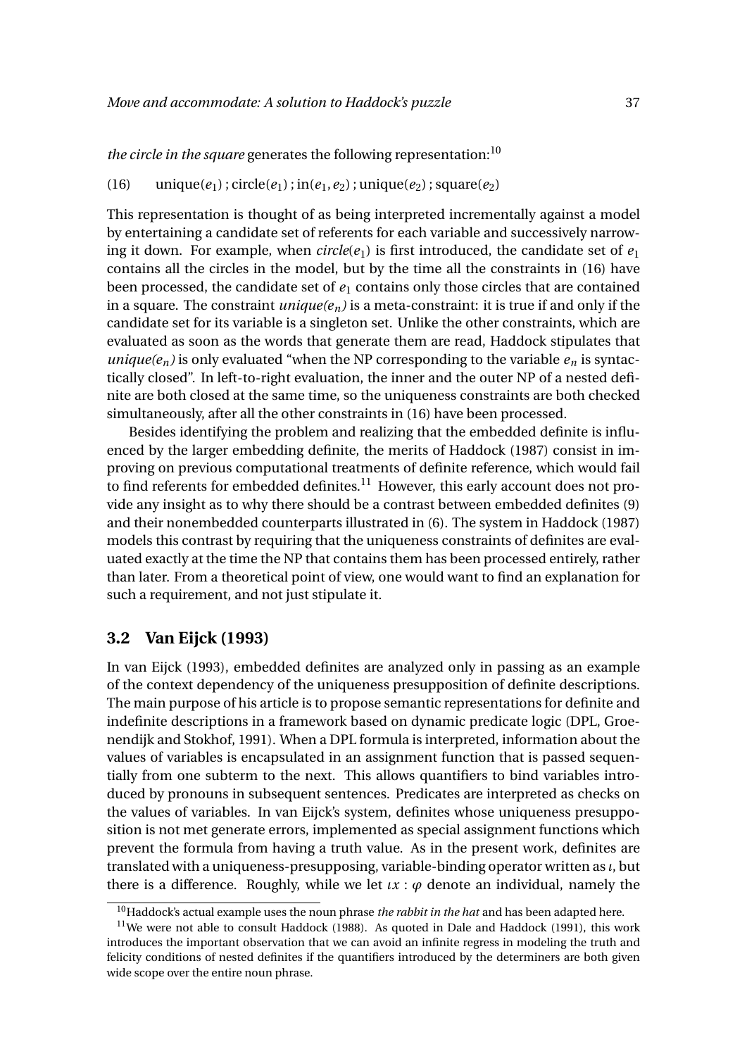*the circle in the square* generates the following representation:[10]

(16) unique($e_1$) ; circle($e_1$) ; in($e_1$, $e_2$) ; unique($e_2$) ; square($e_2$)

This representation is thought of as being interpreted incrementally against a model by entertaining a candidate set of referents for each variable and successively narrowing it down. For example, when *circle*($e_1$) is first introduced, the candidate set of $e_1$ contains all the circles in the model, but by the time all the constraints in (16) have been processed, the candidate set of $e_1$ contains only those circles that are contained in a square. The constraint *unique($e_n$)* is a meta-constraint: it is true if and only if the candidate set for its variable is a singleton set. Unlike the other constraints, which are evaluated as soon as the words that generate them are read, Haddock stipulates that *unique($e_n$)* is only evaluated "when the NP corresponding to the variable $e_n$ is syntactically closed". In left-to-right evaluation, the inner and the outer NP of a nested definite are both closed at the same time, so the uniqueness constraints are both checked simultaneously, after all the other constraints in (16) have been processed.

Besides identifying the problem and realizing that the embedded definite is influenced by the larger embedding definite, the merits of Haddock (1987) consist in improving on previous computational treatments of definite reference, which would fail to find referents for embedded definites.[11] However, this early account does not provide any insight as to why there should be a contrast between embedded definites (9) and their nonembedded counterparts illustrated in (6). The system in Haddock (1987) models this contrast by requiring that the uniqueness constraints of definites are evaluated exactly at the time the NP that contains them has been processed entirely, rather than later. From a theoretical point of view, one would want to find an explanation for such a requirement, and not just stipulate it.

## 3.2 Van Eijck (1993)

In van Eijck (1993), embedded definites are analyzed only in passing as an example of the context dependency of the uniqueness presupposition of definite descriptions. The main purpose of his article is to propose semantic representations for definite and indefinite descriptions in a framework based on dynamic predicate logic (DPL, Groenendijk and Stokhof, 1991). When a DPL formula is interpreted, information about the values of variables is encapsulated in an assignment function that is passed sequentially from one subterm to the next. This allows quantifiers to bind variables introduced by pronouns in subsequent sentences. Predicates are interpreted as checks on the values of variables. In van Eijck's system, definites whose uniqueness presupposition is not met generate errors, implemented as special assignment functions which prevent the formula from having a truth value. As in the present work, definites are translated with a uniqueness-presupposing, variable-binding operator written as $\iota$, but there is a difference. Roughly, while we let $\iota x : \varphi$ denote an individual, namely the

[10] Haddock's actual example uses the noun phrase *the rabbit in the hat* and has been adapted here.

[11] We were not able to consult Haddock (1988). As quoted in Dale and Haddock (1991), this work introduces the important observation that we can avoid an infinite regress in modeling the truth and felicity conditions of nested definites if the quantifiers introduced by the determiners are both given wide scope over the entire noun phrase.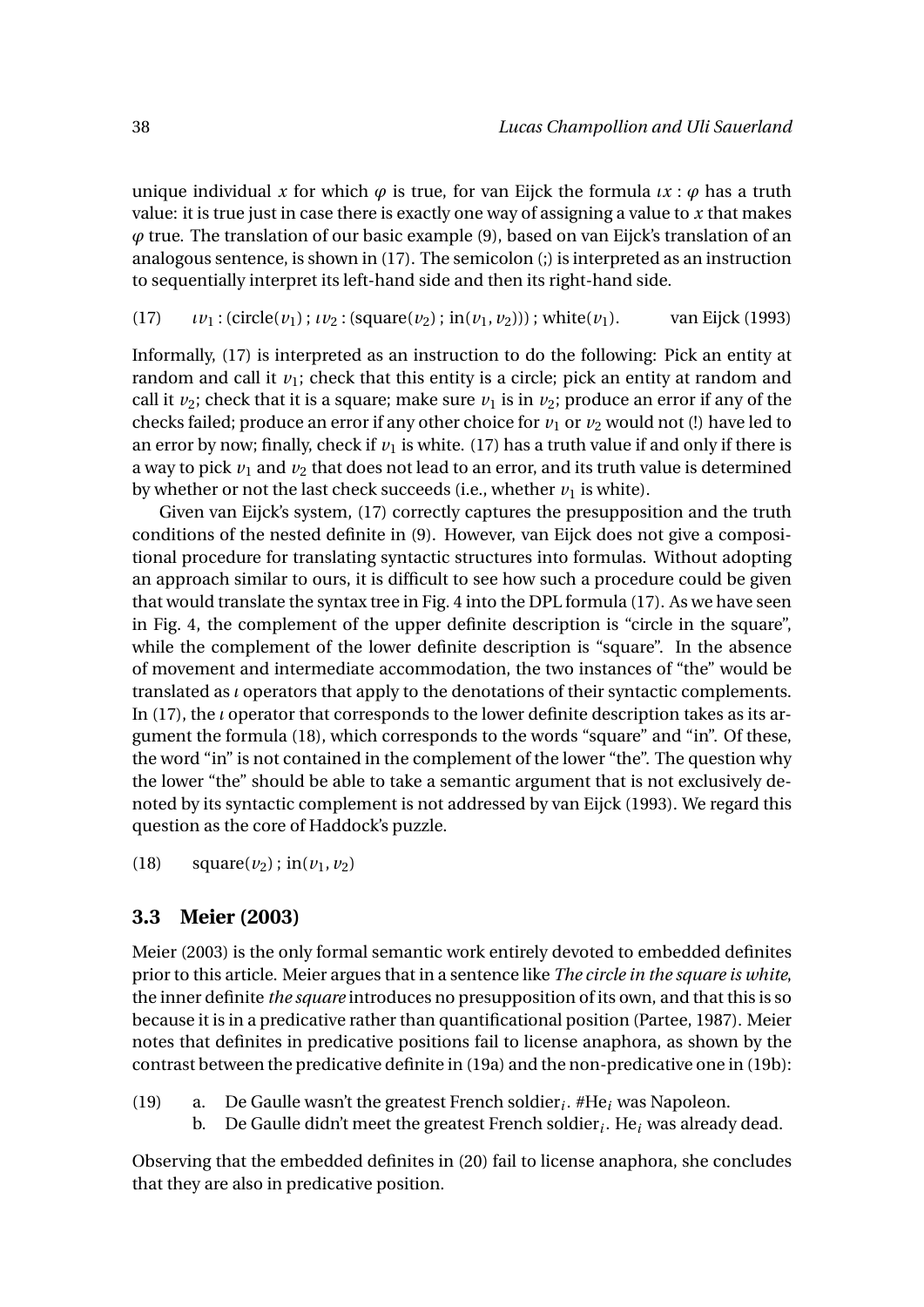unique individual $x$ for which $\varphi$ is true, for van Eijck the formula $\iota x : \varphi$ has a truth value: it is true just in case there is exactly one way of assigning a value to $x$ that makes $\varphi$ true. The translation of our basic example (9), based on van Eijck's translation of an analogous sentence, is shown in (17). The semicolon (;) is interpreted as an instruction to sequentially interpret its left-hand side and then its right-hand side.

(17) $\iota v_1 : (\text{circle}(v_1) ; \iota v_2 : (\text{square}(v_2) ; \text{in}(v_1, v_2))) ; \text{white}(v_1).$ van Eijck (1993)

Informally, (17) is interpreted as an instruction to do the following: Pick an entity at random and call it $v_1$; check that this entity is a circle; pick an entity at random and call it $v_2$; check that it is a square; make sure $v_1$ is in $v_2$; produce an error if any of the checks failed; produce an error if any other choice for $v_1$ or $v_2$ would not (!) have led to an error by now; finally, check if $v_1$ is white. (17) has a truth value if and only if there is a way to pick $v_1$ and $v_2$ that does not lead to an error, and its truth value is determined by whether or not the last check succeeds (i.e., whether $v_1$ is white).

Given van Eijck's system, (17) correctly captures the presupposition and the truth conditions of the nested definite in (9). However, van Eijck does not give a compositional procedure for translating syntactic structures into formulas. Without adopting an approach similar to ours, it is difficult to see how such a procedure could be given that would translate the syntax tree in Fig. 4 into the DPL formula (17). As we have seen in Fig. 4, the complement of the upper definite description is "circle in the square", while the complement of the lower definite description is "square". In the absence of movement and intermediate accommodation, the two instances of "the" would be translated as $\iota$ operators that apply to the denotations of their syntactic complements. In (17), the $\iota$ operator that corresponds to the lower definite description takes as its argument the formula (18), which corresponds to the words "square" and "in". Of these, the word "in" is not contained in the complement of the lower "the". The question why the lower "the" should be able to take a semantic argument that is not exclusively denoted by its syntactic complement is not addressed by van Eijck (1993). We regard this question as the core of Haddock's puzzle.

(18) $\text{square}(v_2) ; \text{in}(v_1, v_2)$

## 3.3 Meier (2003)

Meier (2003) is the only formal semantic work entirely devoted to embedded definites prior to this article. Meier argues that in a sentence like *The circle in the square is white*, the inner definite *the square* introduces no presupposition of its own, and that this is so because it is in a predicative rather than quantificational position (Partee, 1987). Meier notes that definites in predicative positions fail to license anaphora, as shown by the contrast between the predicative definite in (19a) and the non-predicative one in (19b):

(19) a. De Gaulle wasn't the greatest French soldier$_i$. #He$_i$ was Napoleon.
b. De Gaulle didn't meet the greatest French soldier$_i$. He$_i$ was already dead.

Observing that the embedded definites in (20) fail to license anaphora, she concludes that they are also in predicative position.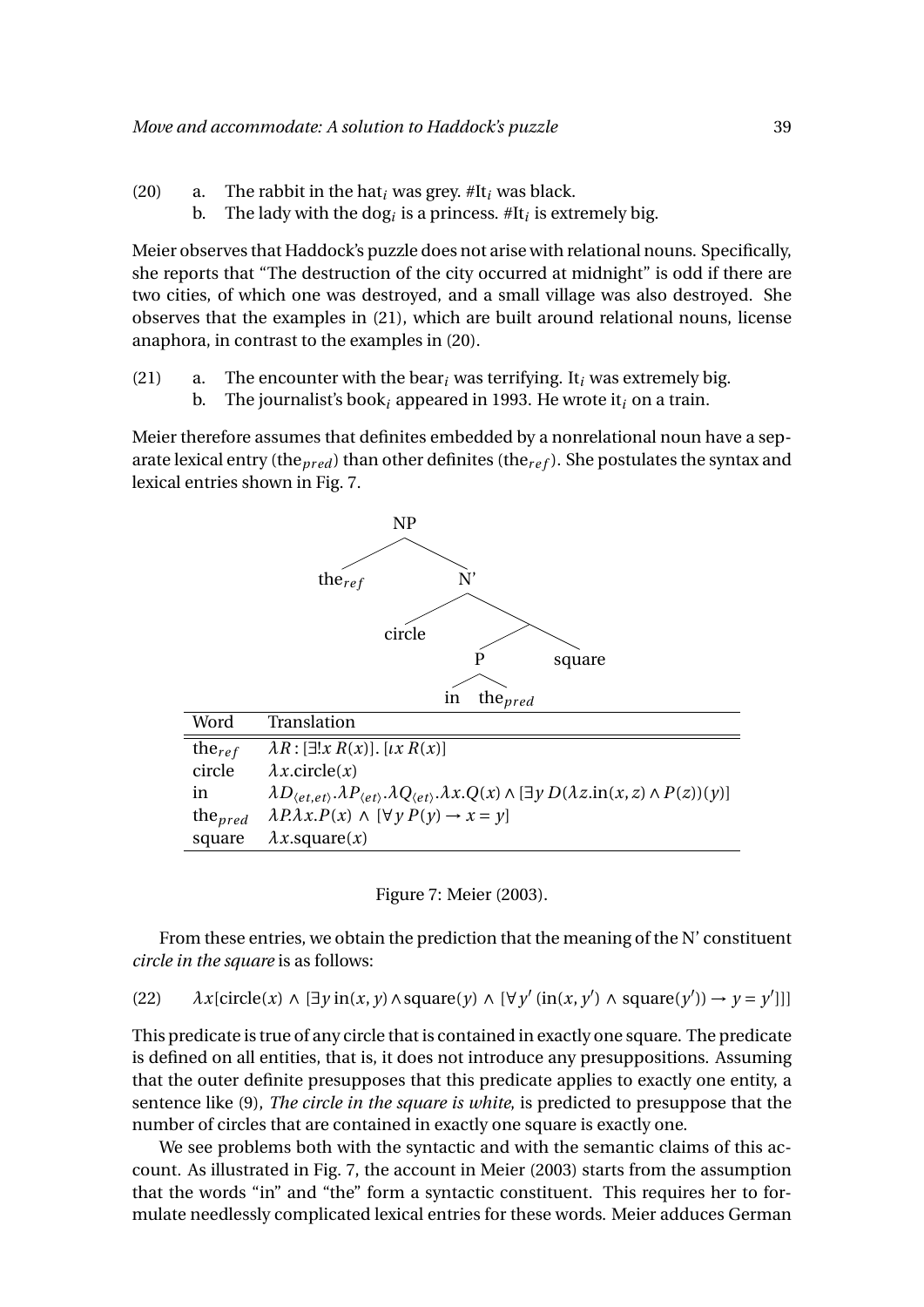(20) a. The rabbit in the hat$_i$ was grey. #It$_i$ was black.
b. The lady with the dog$_i$ is a princess. #It$_i$ is extremely big.

Meier observes that Haddock's puzzle does not arise with relational nouns. Specifically, she reports that "The destruction of the city occurred at midnight" is odd if there are two cities, of which one was destroyed, and a small village was also destroyed. She observes that the examples in (21), which are built around relational nouns, license anaphora, in contrast to the examples in (20).

(21) a. The encounter with the bear$_i$ was terrifying. It$_i$ was extremely big.
b. The journalist's book$_i$ appeared in 1993. He wrote it$_i$ on a train.

Meier therefore assumes that definites embedded by a nonrelational noun have a separate lexical entry (the$_{pred}$) than other definites (the$_{ref}$). She postulates the syntax and lexical entries shown in Fig. 7.

```
NP
├── the_ref
└── N'
    ├── circle
    └── 
        ├── P
        │   ├── in
        │   └── the_pred
        └── square
```

| Word | Translation |
|---|---|
| the$_{ref}$ | $\lambda R : [\exists! x\, R(x)].\ [\iota x\, R(x)]$ |
| circle | $\lambda x.\text{circle}(x)$ |
| in | $\lambda D_{\langle et,et \rangle}.\lambda P_{\langle et \rangle}.\lambda Q_{\langle et \rangle}.\lambda x.Q(x) \wedge [\exists y\, D(\lambda z.\text{in}(x,z) \wedge P(z))(y)]$ |
| the$_{pred}$ | $\lambda P.\lambda x.P(x) \wedge [\forall y\, P(y) \rightarrow x = y]$ |
| square | $\lambda x.\text{square}(x)$ |

Figure 7: Meier (2003).

From these entries, we obtain the prediction that the meaning of the N' constituent *circle in the square* is as follows:

(22) $$\lambda x[\text{circle}(x) \wedge [\exists y\, \text{in}(x,y) \wedge \text{square}(y) \wedge [\forall y'\, (\text{in}(x,y') \wedge \text{square}(y')) \rightarrow y = y']]]$$

This predicate is true of any circle that is contained in exactly one square. The predicate is defined on all entities, that is, it does not introduce any presuppositions. Assuming that the outer definite presupposes that this predicate applies to exactly one entity, a sentence like (9), *The circle in the square is white*, is predicted to presuppose that the number of circles that are contained in exactly one square is exactly one.

We see problems both with the syntactic and with the semantic claims of this account. As illustrated in Fig. 7, the account in Meier (2003) starts from the assumption that the words "in" and "the" form a syntactic constituent. This requires her to formulate needlessly complicated lexical entries for these words. Meier adduces German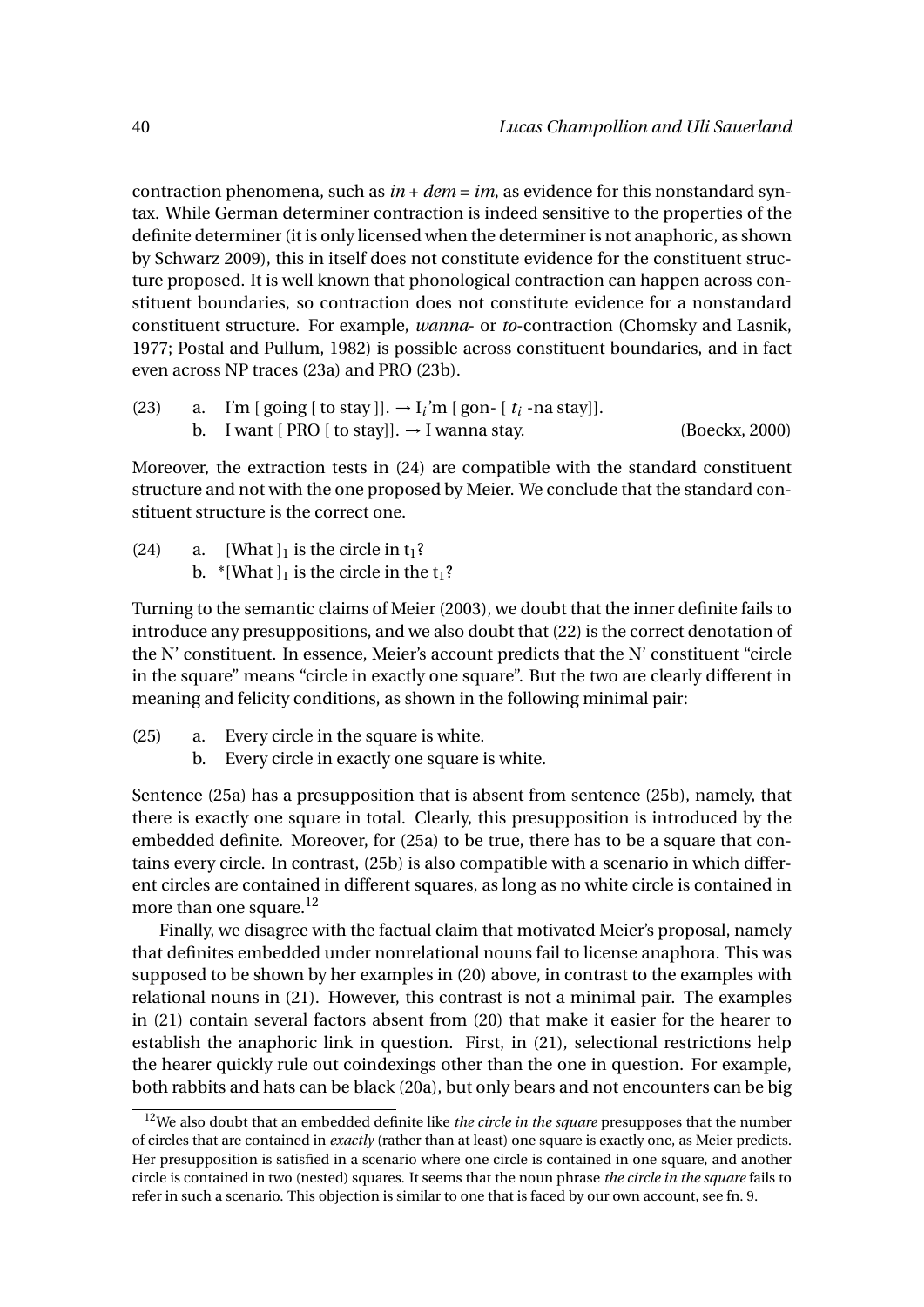contraction phenomena, such as *in* + *dem* = *im*, as evidence for this nonstandard syntax. While German determiner contraction is indeed sensitive to the properties of the definite determiner (it is only licensed when the determiner is not anaphoric, as shown by Schwarz 2009), this in itself does not constitute evidence for the constituent structure proposed. It is well known that phonological contraction can happen across constituent boundaries, so contraction does not constitute evidence for a nonstandard constituent structure. For example, *wanna*- or *to*-contraction (Chomsky and Lasnik, 1977; Postal and Pullum, 1982) is possible across constituent boundaries, and in fact even across NP traces (23a) and PRO (23b).

(23) a. I'm [ going [ to stay ]]. → $\text{I}_i$'m [ gon- [ $t_i$ -na stay]].
b. I want [ PRO [ to stay]]. → I wanna stay. (Boeckx, 2000)

Moreover, the extraction tests in (24) are compatible with the standard constituent structure and not with the one proposed by Meier. We conclude that the standard constituent structure is the correct one.

(24) a. [What $]_1$ is the circle in $t_1$?
b. *[What $]_1$ is the circle in the $t_1$?

Turning to the semantic claims of Meier (2003), we doubt that the inner definite fails to introduce any presuppositions, and we also doubt that (22) is the correct denotation of the N' constituent. In essence, Meier's account predicts that the N' constituent "circle in the square" means "circle in exactly one square". But the two are clearly different in meaning and felicity conditions, as shown in the following minimal pair:

(25) a. Every circle in the square is white.
b. Every circle in exactly one square is white.

Sentence (25a) has a presupposition that is absent from sentence (25b), namely, that there is exactly one square in total. Clearly, this presupposition is introduced by the embedded definite. Moreover, for (25a) to be true, there has to be a square that contains every circle. In contrast, (25b) is also compatible with a scenario in which different circles are contained in different squares, as long as no white circle is contained in more than one square.[12]

Finally, we disagree with the factual claim that motivated Meier's proposal, namely that definites embedded under nonrelational nouns fail to license anaphora. This was supposed to be shown by her examples in (20) above, in contrast to the examples with relational nouns in (21). However, this contrast is not a minimal pair. The examples in (21) contain several factors absent from (20) that make it easier for the hearer to establish the anaphoric link in question. First, in (21), selectional restrictions help the hearer quickly rule out coindexings other than the one in question. For example, both rabbits and hats can be black (20a), but only bears and not encounters can be big

[12] We also doubt that an embedded definite like *the circle in the square* presupposes that the number of circles that are contained in *exactly* (rather than at least) one square is exactly one, as Meier predicts. Her presupposition is satisfied in a scenario where one circle is contained in one square, and another circle is contained in two (nested) squares. It seems that the noun phrase *the circle in the square* fails to refer in such a scenario. This objection is similar to one that is faced by our own account, see fn. 9.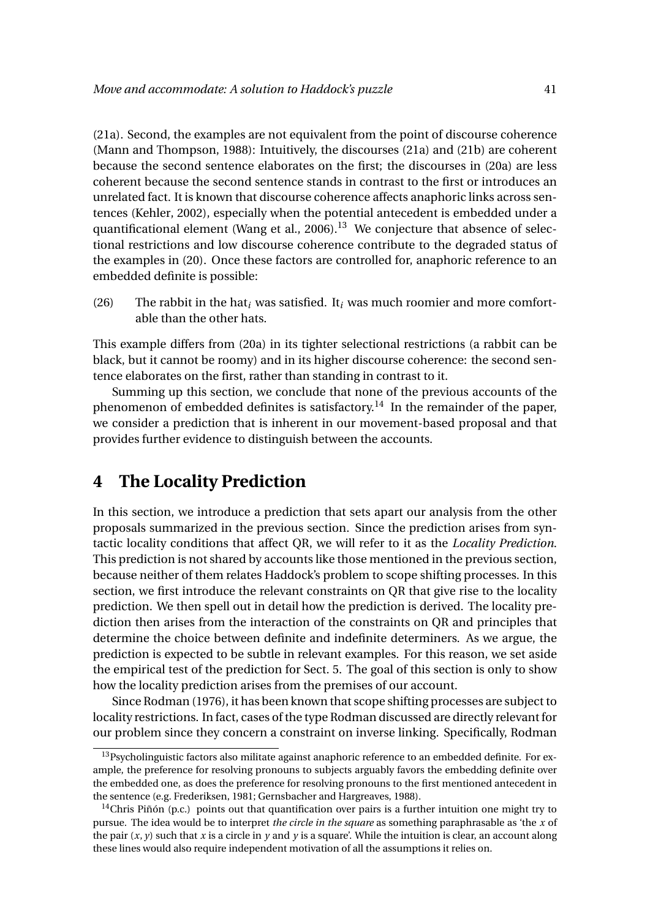(21a). Second, the examples are not equivalent from the point of discourse coherence (Mann and Thompson, 1988): Intuitively, the discourses (21a) and (21b) are coherent because the second sentence elaborates on the first; the discourses in (20a) are less coherent because the second sentence stands in contrast to the first or introduces an unrelated fact. It is known that discourse coherence affects anaphoric links across sentences (Kehler, 2002), especially when the potential antecedent is embedded under a quantificational element (Wang et al., 2006).[13] We conjecture that absence of selectional restrictions and low discourse coherence contribute to the degraded status of the examples in (20). Once these factors are controlled for, anaphoric reference to an embedded definite is possible:

(26) The rabbit in the hat$_i$ was satisfied. It$_i$ was much roomier and more comfortable than the other hats.

This example differs from (20a) in its tighter selectional restrictions (a rabbit can be black, but it cannot be roomy) and in its higher discourse coherence: the second sentence elaborates on the first, rather than standing in contrast to it.

Summing up this section, we conclude that none of the previous accounts of the phenomenon of embedded definites is satisfactory.[14] In the remainder of the paper, we consider a prediction that is inherent in our movement-based proposal and that provides further evidence to distinguish between the accounts.

## 4 The Locality Prediction

In this section, we introduce a prediction that sets apart our analysis from the other proposals summarized in the previous section. Since the prediction arises from syntactic locality conditions that affect QR, we will refer to it as the *Locality Prediction*. This prediction is not shared by accounts like those mentioned in the previous section, because neither of them relates Haddock's problem to scope shifting processes. In this section, we first introduce the relevant constraints on QR that give rise to the locality prediction. We then spell out in detail how the prediction is derived. The locality prediction then arises from the interaction of the constraints on QR and principles that determine the choice between definite and indefinite determiners. As we argue, the prediction is expected to be subtle in relevant examples. For this reason, we set aside the empirical test of the prediction for Sect. 5. The goal of this section is only to show how the locality prediction arises from the premises of our account.

Since Rodman (1976), it has been known that scope shifting processes are subject to locality restrictions. In fact, cases of the type Rodman discussed are directly relevant for our problem since they concern a constraint on inverse linking. Specifically, Rodman

[13] Psycholinguistic factors also militate against anaphoric reference to an embedded definite. For example, the preference for resolving pronouns to subjects arguably favors the embedding definite over the embedded one, as does the preference for resolving pronouns to the first mentioned antecedent in the sentence (e.g. Frederiksen, 1981; Gernsbacher and Hargreaves, 1988).

[14] Chris Piñón (p.c.) points out that quantification over pairs is a further intuition one might try to pursue. The idea would be to interpret *the circle in the square* as something paraphrasable as 'the $x$ of the pair $(x, y)$ such that $x$ is a circle in $y$ and $y$ is a square'. While the intuition is clear, an account along these lines would also require independent motivation of all the assumptions it relies on.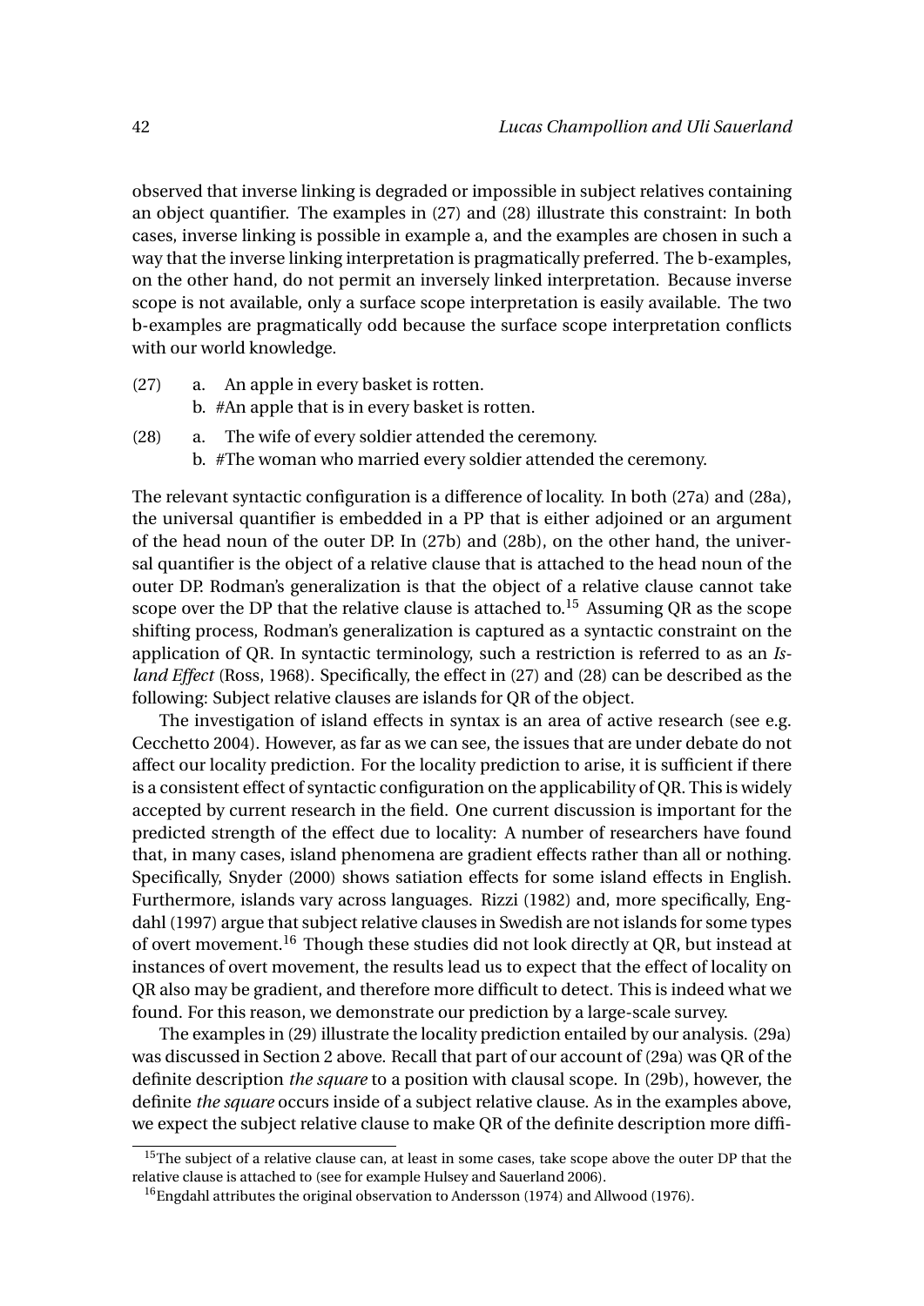observed that inverse linking is degraded or impossible in subject relatives containing an object quantifier. The examples in (27) and (28) illustrate this constraint: In both cases, inverse linking is possible in example a, and the examples are chosen in such a way that the inverse linking interpretation is pragmatically preferred. The b-examples, on the other hand, do not permit an inversely linked interpretation. Because inverse scope is not available, only a surface scope interpretation is easily available. The two b-examples are pragmatically odd because the surface scope interpretation conflicts with our world knowledge.

(27) a. An apple in every basket is rotten.
  b. #An apple that is in every basket is rotten.

(28) a. The wife of every soldier attended the ceremony.
  b. #The woman who married every soldier attended the ceremony.

The relevant syntactic configuration is a difference of locality. In both (27a) and (28a), the universal quantifier is embedded in a PP that is either adjoined or an argument of the head noun of the outer DP. In (27b) and (28b), on the other hand, the universal quantifier is the object of a relative clause that is attached to the head noun of the outer DP. Rodman's generalization is that the object of a relative clause cannot take scope over the DP that the relative clause is attached to.[15] Assuming QR as the scope shifting process, Rodman's generalization is captured as a syntactic constraint on the application of QR. In syntactic terminology, such a restriction is referred to as an *Island Effect* (Ross, 1968). Specifically, the effect in (27) and (28) can be described as the following: Subject relative clauses are islands for QR of the object.

The investigation of island effects in syntax is an area of active research (see e.g. Cecchetto 2004). However, as far as we can see, the issues that are under debate do not affect our locality prediction. For the locality prediction to arise, it is sufficient if there is a consistent effect of syntactic configuration on the applicability of QR. This is widely accepted by current research in the field. One current discussion is important for the predicted strength of the effect due to locality: A number of researchers have found that, in many cases, island phenomena are gradient effects rather than all or nothing. Specifically, Snyder (2000) shows satiation effects for some island effects in English. Furthermore, islands vary across languages. Rizzi (1982) and, more specifically, Engdahl (1997) argue that subject relative clauses in Swedish are not islands for some types of overt movement.[16] Though these studies did not look directly at QR, but instead at instances of overt movement, the results lead us to expect that the effect of locality on QR also may be gradient, and therefore more difficult to detect. This is indeed what we found. For this reason, we demonstrate our prediction by a large-scale survey.

The examples in (29) illustrate the locality prediction entailed by our analysis. (29a) was discussed in Section 2 above. Recall that part of our account of (29a) was QR of the definite description *the square* to a position with clausal scope. In (29b), however, the definite *the square* occurs inside of a subject relative clause. As in the examples above, we expect the subject relative clause to make QR of the definite description more diffi-

[15] The subject of a relative clause can, at least in some cases, take scope above the outer DP that the relative clause is attached to (see for example Hulsey and Sauerland 2006).

[16] Engdahl attributes the original observation to Andersson (1974) and Allwood (1976).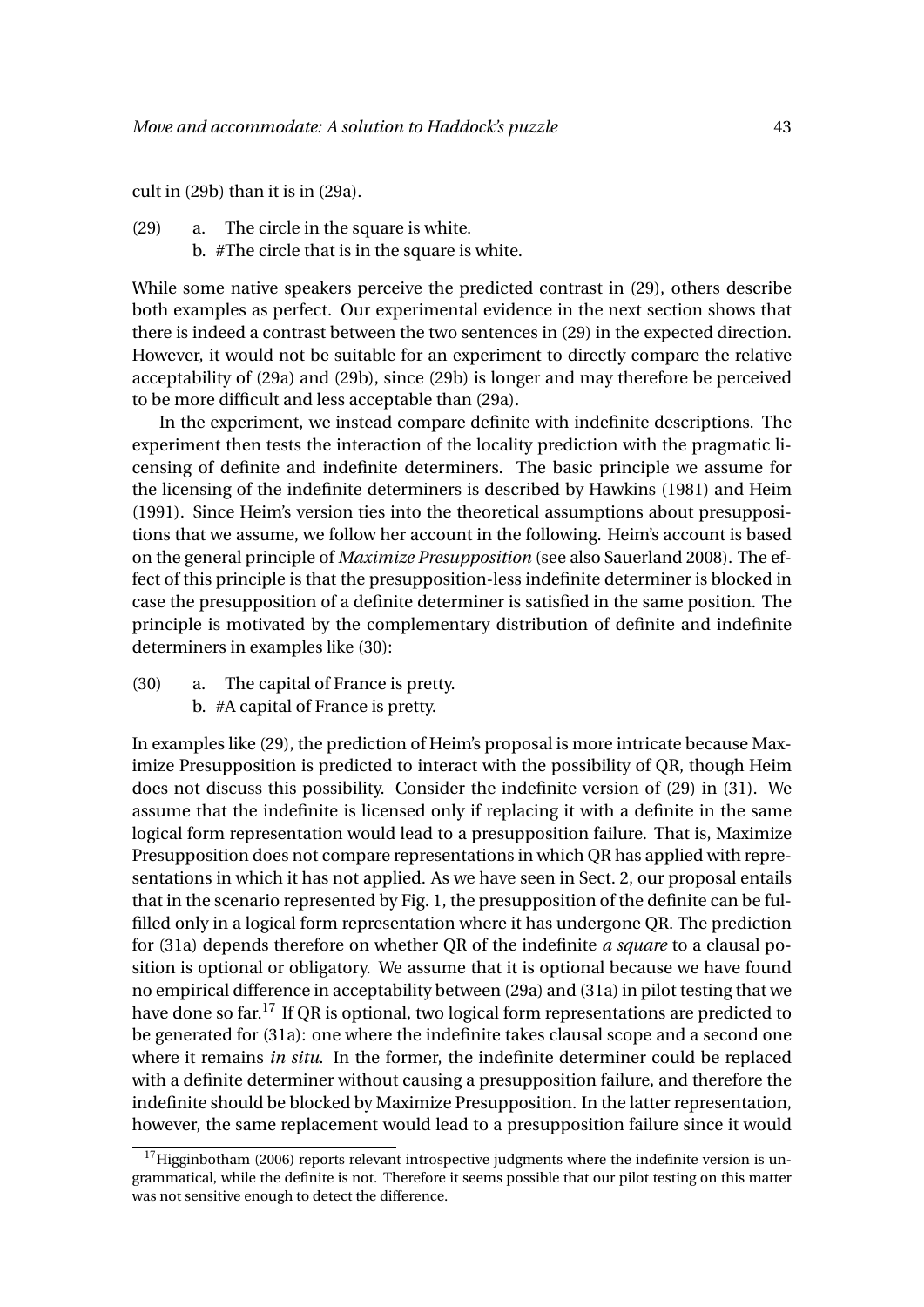cult in (29b) than it is in (29a).

(29) a. The circle in the square is white.
b. #The circle that is in the square is white.

While some native speakers perceive the predicted contrast in (29), others describe both examples as perfect. Our experimental evidence in the next section shows that there is indeed a contrast between the two sentences in (29) in the expected direction. However, it would not be suitable for an experiment to directly compare the relative acceptability of (29a) and (29b), since (29b) is longer and may therefore be perceived to be more difficult and less acceptable than (29a).

In the experiment, we instead compare definite with indefinite descriptions. The experiment then tests the interaction of the locality prediction with the pragmatic licensing of definite and indefinite determiners. The basic principle we assume for the licensing of the indefinite determiners is described by Hawkins (1981) and Heim (1991). Since Heim's version ties into the theoretical assumptions about presuppositions that we assume, we follow her account in the following. Heim's account is based on the general principle of *Maximize Presupposition* (see also Sauerland 2008). The effect of this principle is that the presupposition-less indefinite determiner is blocked in case the presupposition of a definite determiner is satisfied in the same position. The principle is motivated by the complementary distribution of definite and indefinite determiners in examples like (30):

(30) a. The capital of France is pretty.
b. #A capital of France is pretty.

In examples like (29), the prediction of Heim's proposal is more intricate because Maximize Presupposition is predicted to interact with the possibility of QR, though Heim does not discuss this possibility. Consider the indefinite version of (29) in (31). We assume that the indefinite is licensed only if replacing it with a definite in the same logical form representation would lead to a presupposition failure. That is, Maximize Presupposition does not compare representations in which QR has applied with representations in which it has not applied. As we have seen in Sect. 2, our proposal entails that in the scenario represented by Fig. 1, the presupposition of the definite can be fulfilled only in a logical form representation where it has undergone QR. The prediction for (31a) depends therefore on whether QR of the indefinite *a square* to a clausal position is optional or obligatory. We assume that it is optional because we have found no empirical difference in acceptability between (29a) and (31a) in pilot testing that we have done so far.[17] If QR is optional, two logical form representations are predicted to be generated for (31a): one where the indefinite takes clausal scope and a second one where it remains *in situ*. In the former, the indefinite determiner could be replaced with a definite determiner without causing a presupposition failure, and therefore the indefinite should be blocked by Maximize Presupposition. In the latter representation, however, the same replacement would lead to a presupposition failure since it would

[17] Higginbotham (2006) reports relevant introspective judgments where the indefinite version is ungrammatical, while the definite is not. Therefore it seems possible that our pilot testing on this matter was not sensitive enough to detect the difference.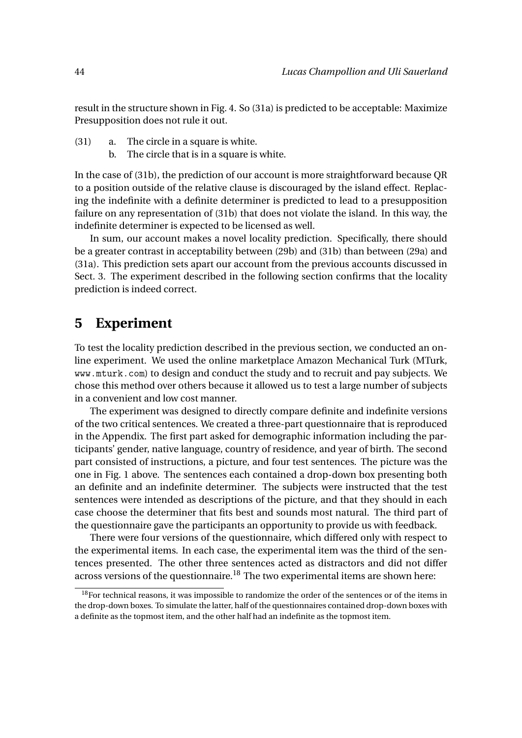result in the structure shown in Fig. 4. So (31a) is predicted to be acceptable: Maximize Presupposition does not rule it out.

(31) a. The circle in a square is white.
     b. The circle that is in a square is white.

In the case of (31b), the prediction of our account is more straightforward because QR to a position outside of the relative clause is discouraged by the island effect. Replacing the indefinite with a definite determiner is predicted to lead to a presupposition failure on any representation of (31b) that does not violate the island. In this way, the indefinite determiner is expected to be licensed as well.

In sum, our account makes a novel locality prediction. Specifically, there should be a greater contrast in acceptability between (29b) and (31b) than between (29a) and (31a). This prediction sets apart our account from the previous accounts discussed in Sect. 3. The experiment described in the following section confirms that the locality prediction is indeed correct.

## 5 Experiment

To test the locality prediction described in the previous section, we conducted an online experiment. We used the online marketplace Amazon Mechanical Turk (MTurk, `www.mturk.com`) to design and conduct the study and to recruit and pay subjects. We chose this method over others because it allowed us to test a large number of subjects in a convenient and low cost manner.

The experiment was designed to directly compare definite and indefinite versions of the two critical sentences. We created a three-part questionnaire that is reproduced in the Appendix. The first part asked for demographic information including the participants' gender, native language, country of residence, and year of birth. The second part consisted of instructions, a picture, and four test sentences. The picture was the one in Fig. 1 above. The sentences each contained a drop-down box presenting both an definite and an indefinite determiner. The subjects were instructed that the test sentences were intended as descriptions of the picture, and that they should in each case choose the determiner that fits best and sounds most natural. The third part of the questionnaire gave the participants an opportunity to provide us with feedback.

There were four versions of the questionnaire, which differed only with respect to the experimental items. In each case, the experimental item was the third of the sentences presented. The other three sentences acted as distractors and did not differ across versions of the questionnaire.[18] The two experimental items are shown here:

[18] For technical reasons, it was impossible to randomize the order of the sentences or of the items in the drop-down boxes. To simulate the latter, half of the questionnaires contained drop-down boxes with a definite as the topmost item, and the other half had an indefinite as the topmost item.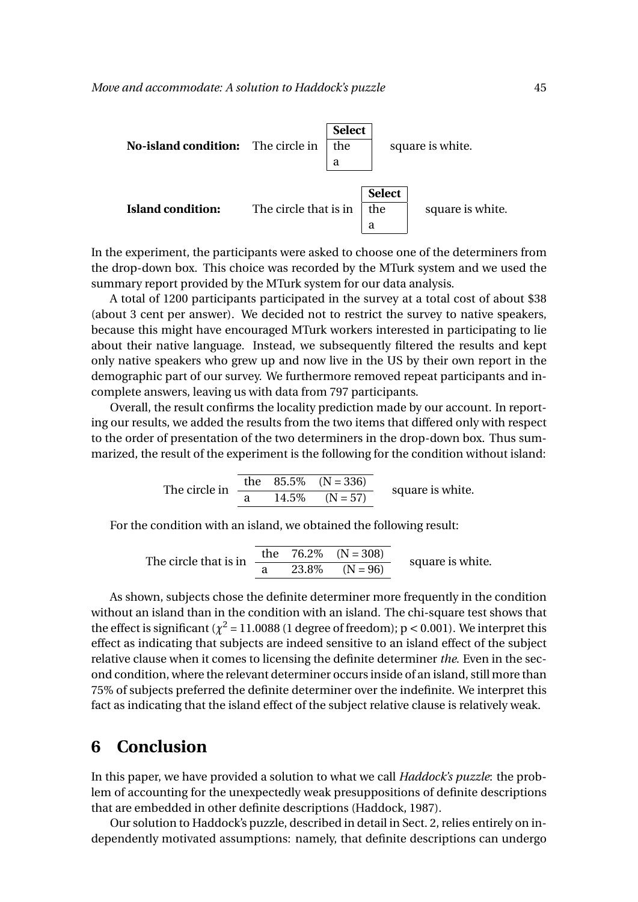**No-island condition:** The circle in [Select: the / a] square is white.

**Island condition:** The circle that is in [Select: the / a] square is white.

In the experiment, the participants were asked to choose one of the determiners from the drop-down box. This choice was recorded by the MTurk system and we used the summary report provided by the MTurk system for our data analysis.

A total of 1200 participants participated in the survey at a total cost of about $38 (about 3 cent per answer). We decided not to restrict the survey to native speakers, because this might have encouraged MTurk workers interested in participating to lie about their native language. Instead, we subsequently filtered the results and kept only native speakers who grew up and now live in the US by their own report in the demographic part of our survey. We furthermore removed repeat participants and incomplete answers, leaving us with data from 797 participants.

Overall, the result confirms the locality prediction made by our account. In reporting our results, we added the results from the two items that differed only with respect to the order of presentation of the two determiners in the drop-down box. Thus summarized, the result of the experiment is the following for the condition without island:

The circle in

| the | 85.5% | (N = 336) |
|---|---|---|
| a | 14.5% | (N = 57) |

square is white.

For the condition with an island, we obtained the following result:

The circle that is in

| the | 76.2% | (N = 308) |
|---|---|---|
| a | 23.8% | (N = 96) |

square is white.

As shown, subjects chose the definite determiner more frequently in the condition without an island than in the condition with an island. The chi-square test shows that the effect is significant ($\chi^2 = 11.0088$ (1 degree of freedom); $p < 0.001$). We interpret this effect as indicating that subjects are indeed sensitive to an island effect of the subject relative clause when it comes to licensing the definite determiner *the*. Even in the second condition, where the relevant determiner occurs inside of an island, still more than 75% of subjects preferred the definite determiner over the indefinite. We interpret this fact as indicating that the island effect of the subject relative clause is relatively weak.

# 6 Conclusion

In this paper, we have provided a solution to what we call *Haddock's puzzle*: the problem of accounting for the unexpectedly weak presuppositions of definite descriptions that are embedded in other definite descriptions (Haddock, 1987).

Our solution to Haddock's puzzle, described in detail in Sect. 2, relies entirely on independently motivated assumptions: namely, that definite descriptions can undergo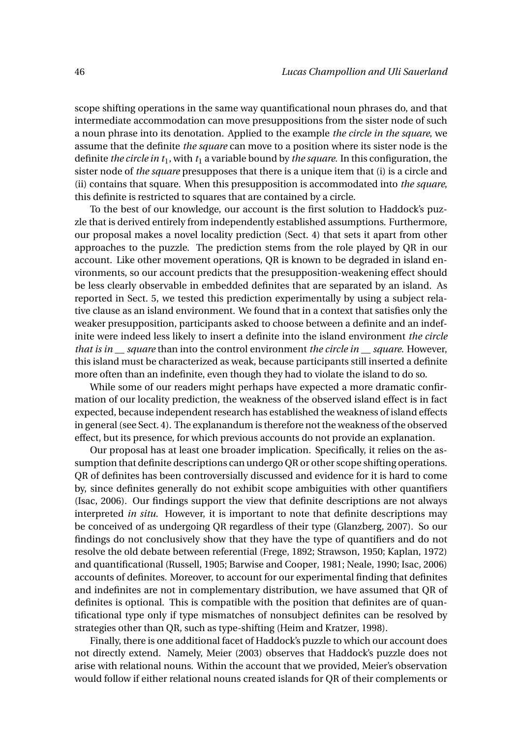scope shifting operations in the same way quantificational noun phrases do, and that intermediate accommodation can move presuppositions from the sister node of such a noun phrase into its denotation. Applied to the example *the circle in the square*, we assume that the definite *the square* can move to a position where its sister node is the definite *the circle in* $t_1$, with $t_1$ a variable bound by *the square*. In this configuration, the sister node of *the square* presupposes that there is a unique item that (i) is a circle and (ii) contains that square. When this presupposition is accommodated into *the square*, this definite is restricted to squares that are contained by a circle.

To the best of our knowledge, our account is the first solution to Haddock's puzzle that is derived entirely from independently established assumptions. Furthermore, our proposal makes a novel locality prediction (Sect. 4) that sets it apart from other approaches to the puzzle. The prediction stems from the role played by QR in our account. Like other movement operations, QR is known to be degraded in island environments, so our account predicts that the presupposition-weakening effect should be less clearly observable in embedded definites that are separated by an island. As reported in Sect. 5, we tested this prediction experimentally by using a subject relative clause as an island environment. We found that in a context that satisfies only the weaker presupposition, participants asked to choose between a definite and an indefinite were indeed less likely to insert a definite into the island environment *the circle that is in __ square* than into the control environment *the circle in __ square*. However, this island must be characterized as weak, because participants still inserted a definite more often than an indefinite, even though they had to violate the island to do so.

While some of our readers might perhaps have expected a more dramatic confirmation of our locality prediction, the weakness of the observed island effect is in fact expected, because independent research has established the weakness of island effects in general (see Sect. 4). The explanandum is therefore not the weakness of the observed effect, but its presence, for which previous accounts do not provide an explanation.

Our proposal has at least one broader implication. Specifically, it relies on the assumption that definite descriptions can undergo QR or other scope shifting operations. QR of definites has been controversially discussed and evidence for it is hard to come by, since definites generally do not exhibit scope ambiguities with other quantifiers (Isac, 2006). Our findings support the view that definite descriptions are not always interpreted *in situ*. However, it is important to note that definite descriptions may be conceived of as undergoing QR regardless of their type (Glanzberg, 2007). So our findings do not conclusively show that they have the type of quantifiers and do not resolve the old debate between referential (Frege, 1892; Strawson, 1950; Kaplan, 1972) and quantificational (Russell, 1905; Barwise and Cooper, 1981; Neale, 1990; Isac, 2006) accounts of definites. Moreover, to account for our experimental finding that definites and indefinites are not in complementary distribution, we have assumed that QR of definites is optional. This is compatible with the position that definites are of quantificational type only if type mismatches of nonsubject definites can be resolved by strategies other than QR, such as type-shifting (Heim and Kratzer, 1998).

Finally, there is one additional facet of Haddock's puzzle to which our account does not directly extend. Namely, Meier (2003) observes that Haddock's puzzle does not arise with relational nouns. Within the account that we provided, Meier's observation would follow if either relational nouns created islands for QR of their complements or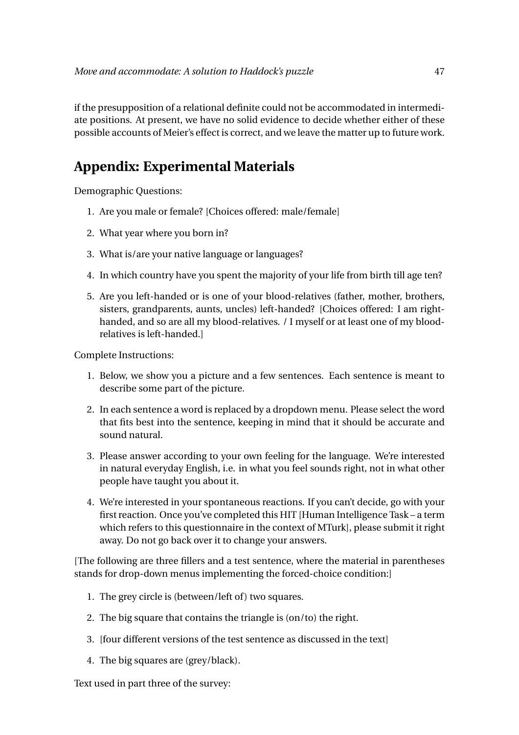if the presupposition of a relational definite could not be accommodated in intermediate positions. At present, we have no solid evidence to decide whether either of these possible accounts of Meier's effect is correct, and we leave the matter up to future work.

## Appendix: Experimental Materials

Demographic Questions:

1. Are you male or female? [Choices offered: male/female]
2. What year where you born in?
3. What is/are your native language or languages?
4. In which country have you spent the majority of your life from birth till age ten?
5. Are you left-handed or is one of your blood-relatives (father, mother, brothers, sisters, grandparents, aunts, uncles) left-handed? [Choices offered: I am right-handed, and so are all my blood-relatives. / I myself or at least one of my blood-relatives is left-handed.]

Complete Instructions:

1. Below, we show you a picture and a few sentences. Each sentence is meant to describe some part of the picture.
2. In each sentence a word is replaced by a dropdown menu. Please select the word that fits best into the sentence, keeping in mind that it should be accurate and sound natural.
3. Please answer according to your own feeling for the language. We're interested in natural everyday English, i.e. in what you feel sounds right, not in what other people have taught you about it.
4. We're interested in your spontaneous reactions. If you can't decide, go with your first reaction. Once you've completed this HIT [Human Intelligence Task – a term which refers to this questionnaire in the context of MTurk], please submit it right away. Do not go back over it to change your answers.

[The following are three fillers and a test sentence, where the material in parentheses stands for drop-down menus implementing the forced-choice condition:]

1. The grey circle is (between/left of) two squares.
2. The big square that contains the triangle is (on/to) the right.
3. [four different versions of the test sentence as discussed in the text]
4. The big squares are (grey/black).

Text used in part three of the survey: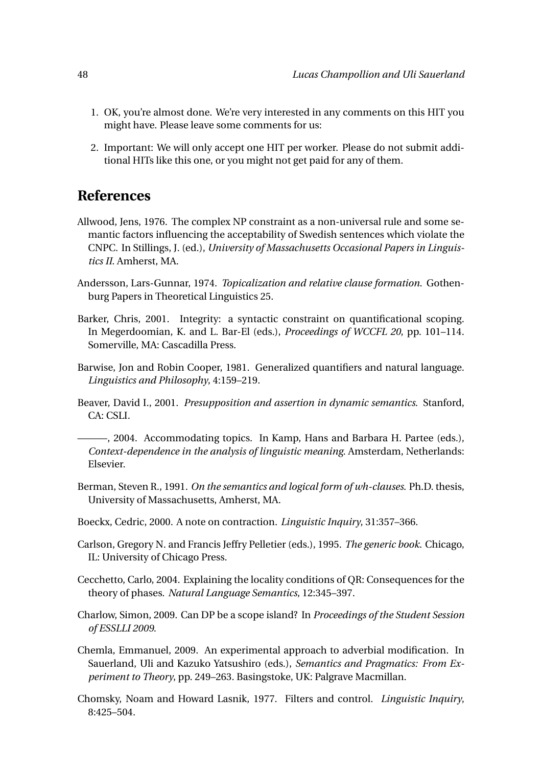1. OK, you're almost done. We're very interested in any comments on this HIT you might have. Please leave some comments for us:
2. Important: We will only accept one HIT per worker. Please do not submit additional HITs like this one, or you might not get paid for any of them.

## References

Allwood, Jens, 1976. The complex NP constraint as a non-universal rule and some semantic factors influencing the acceptability of Swedish sentences which violate the CNPC. In Stillings, J. (ed.), *University of Massachusetts Occasional Papers in Linguistics II*. Amherst, MA.

Andersson, Lars-Gunnar, 1974. *Topicalization and relative clause formation*. Gothenburg Papers in Theoretical Linguistics 25.

Barker, Chris, 2001. Integrity: a syntactic constraint on quantificational scoping. In Megerdoomian, K. and L. Bar-El (eds.), *Proceedings of WCCFL 20*, pp. 101–114. Somerville, MA: Cascadilla Press.

Barwise, Jon and Robin Cooper, 1981. Generalized quantifiers and natural language. *Linguistics and Philosophy*, 4:159–219.

Beaver, David I., 2001. *Presupposition and assertion in dynamic semantics*. Stanford, CA: CSLI.

———, 2004. Accommodating topics. In Kamp, Hans and Barbara H. Partee (eds.), *Context-dependence in the analysis of linguistic meaning*. Amsterdam, Netherlands: Elsevier.

Berman, Steven R., 1991. *On the semantics and logical form of wh-clauses*. Ph.D. thesis, University of Massachusetts, Amherst, MA.

Boeckx, Cedric, 2000. A note on contraction. *Linguistic Inquiry*, 31:357–366.

Carlson, Gregory N. and Francis Jeffry Pelletier (eds.), 1995. *The generic book*. Chicago, IL: University of Chicago Press.

Cecchetto, Carlo, 2004. Explaining the locality conditions of QR: Consequences for the theory of phases. *Natural Language Semantics*, 12:345–397.

Charlow, Simon, 2009. Can DP be a scope island? In *Proceedings of the Student Session of ESSLLI 2009*.

Chemla, Emmanuel, 2009. An experimental approach to adverbial modification. In Sauerland, Uli and Kazuko Yatsushiro (eds.), *Semantics and Pragmatics: From Experiment to Theory*, pp. 249–263. Basingstoke, UK: Palgrave Macmillan.

Chomsky, Noam and Howard Lasnik, 1977. Filters and control. *Linguistic Inquiry*, 8:425–504.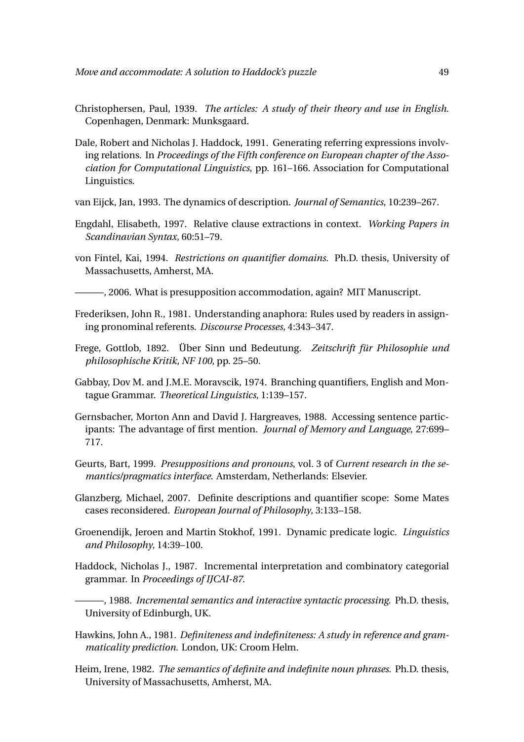Christophersen, Paul, 1939. *The articles: A study of their theory and use in English*. Copenhagen, Denmark: Munksgaard.

Dale, Robert and Nicholas J. Haddock, 1991. Generating referring expressions involving relations. In *Proceedings of the Fifth conference on European chapter of the Association for Computational Linguistics*, pp. 161–166. Association for Computational Linguistics.

van Eijck, Jan, 1993. The dynamics of description. *Journal of Semantics*, 10:239–267.

Engdahl, Elisabeth, 1997. Relative clause extractions in context. *Working Papers in Scandinavian Syntax*, 60:51–79.

von Fintel, Kai, 1994. *Restrictions on quantifier domains*. Ph.D. thesis, University of Massachusetts, Amherst, MA.

———, 2006. What is presupposition accommodation, again? MIT Manuscript.

Frederiksen, John R., 1981. Understanding anaphora: Rules used by readers in assigning pronominal referents. *Discourse Processes*, 4:343–347.

Frege, Gottlob, 1892. Über Sinn und Bedeutung. *Zeitschrift für Philosophie und philosophische Kritik, NF 100*, pp. 25–50.

Gabbay, Dov M. and J.M.E. Moravscik, 1974. Branching quantifiers, English and Montague Grammar. *Theoretical Linguistics*, 1:139–157.

Gernsbacher, Morton Ann and David J. Hargreaves, 1988. Accessing sentence participants: The advantage of first mention. *Journal of Memory and Language*, 27:699–717.

Geurts, Bart, 1999. *Presuppositions and pronouns*, vol. 3 of *Current research in the semantics/pragmatics interface*. Amsterdam, Netherlands: Elsevier.

Glanzberg, Michael, 2007. Definite descriptions and quantifier scope: Some Mates cases reconsidered. *European Journal of Philosophy*, 3:133–158.

Groenendijk, Jeroen and Martin Stokhof, 1991. Dynamic predicate logic. *Linguistics and Philosophy*, 14:39–100.

Haddock, Nicholas J., 1987. Incremental interpretation and combinatory categorial grammar. In *Proceedings of IJCAI-87*.

———, 1988. *Incremental semantics and interactive syntactic processing*. Ph.D. thesis, University of Edinburgh, UK.

Hawkins, John A., 1981. *Definiteness and indefiniteness: A study in reference and grammaticality prediction*. London, UK: Croom Helm.

Heim, Irene, 1982. *The semantics of definite and indefinite noun phrases*. Ph.D. thesis, University of Massachusetts, Amherst, MA.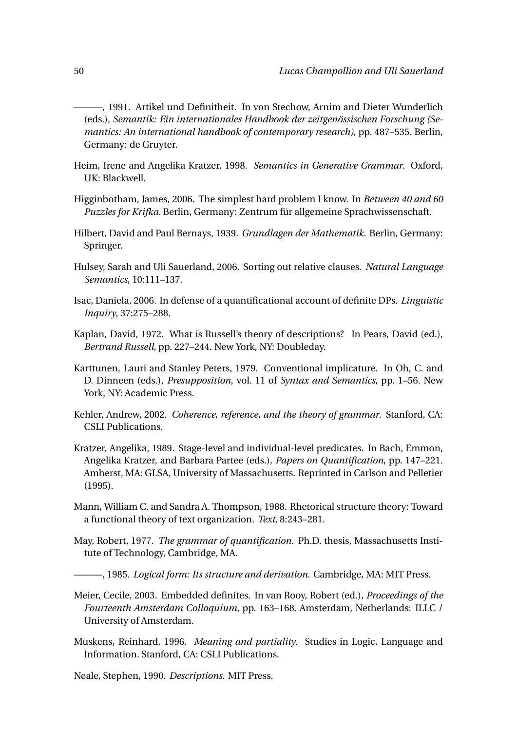———, 1991. Artikel und Definitheit. In von Stechow, Arnim and Dieter Wunderlich (eds.), *Semantik: Ein internationales Handbook der zeitgenössischen Forschung (Semantics: An international handbook of contemporary research)*, pp. 487–535. Berlin, Germany: de Gruyter.

Heim, Irene and Angelika Kratzer, 1998. *Semantics in Generative Grammar*. Oxford, UK: Blackwell.

Higginbotham, James, 2006. The simplest hard problem I know. In *Between 40 and 60 Puzzles for Krifka*. Berlin, Germany: Zentrum für allgemeine Sprachwissenschaft.

Hilbert, David and Paul Bernays, 1939. *Grundlagen der Mathematik*. Berlin, Germany: Springer.

Hulsey, Sarah and Uli Sauerland, 2006. Sorting out relative clauses. *Natural Language Semantics*, 10:111–137.

Isac, Daniela, 2006. In defense of a quantificational account of definite DPs. *Linguistic Inquiry*, 37:275–288.

Kaplan, David, 1972. What is Russell's theory of descriptions? In Pears, David (ed.), *Bertrand Russell*, pp. 227–244. New York, NY: Doubleday.

Karttunen, Lauri and Stanley Peters, 1979. Conventional implicature. In Oh, C. and D. Dinneen (eds.), *Presupposition*, vol. 11 of *Syntax and Semantics*, pp. 1–56. New York, NY: Academic Press.

Kehler, Andrew, 2002. *Coherence, reference, and the theory of grammar*. Stanford, CA: CSLI Publications.

Kratzer, Angelika, 1989. Stage-level and individual-level predicates. In Bach, Emmon, Angelika Kratzer, and Barbara Partee (eds.), *Papers on Quantification*, pp. 147–221. Amherst, MA: GLSA, University of Massachusetts. Reprinted in Carlson and Pelletier (1995).

Mann, William C. and Sandra A. Thompson, 1988. Rhetorical structure theory: Toward a functional theory of text organization. *Text*, 8:243–281.

May, Robert, 1977. *The grammar of quantification*. Ph.D. thesis, Massachusetts Institute of Technology, Cambridge, MA.

———, 1985. *Logical form: Its structure and derivation*. Cambridge, MA: MIT Press.

Meier, Cecile, 2003. Embedded definites. In van Rooy, Robert (ed.), *Proceedings of the Fourteenth Amsterdam Colloquium*, pp. 163–168. Amsterdam, Netherlands: ILLC / University of Amsterdam.

Muskens, Reinhard, 1996. *Meaning and partiality*. Studies in Logic, Language and Information. Stanford, CA: CSLI Publications.

Neale, Stephen, 1990. *Descriptions*. MIT Press.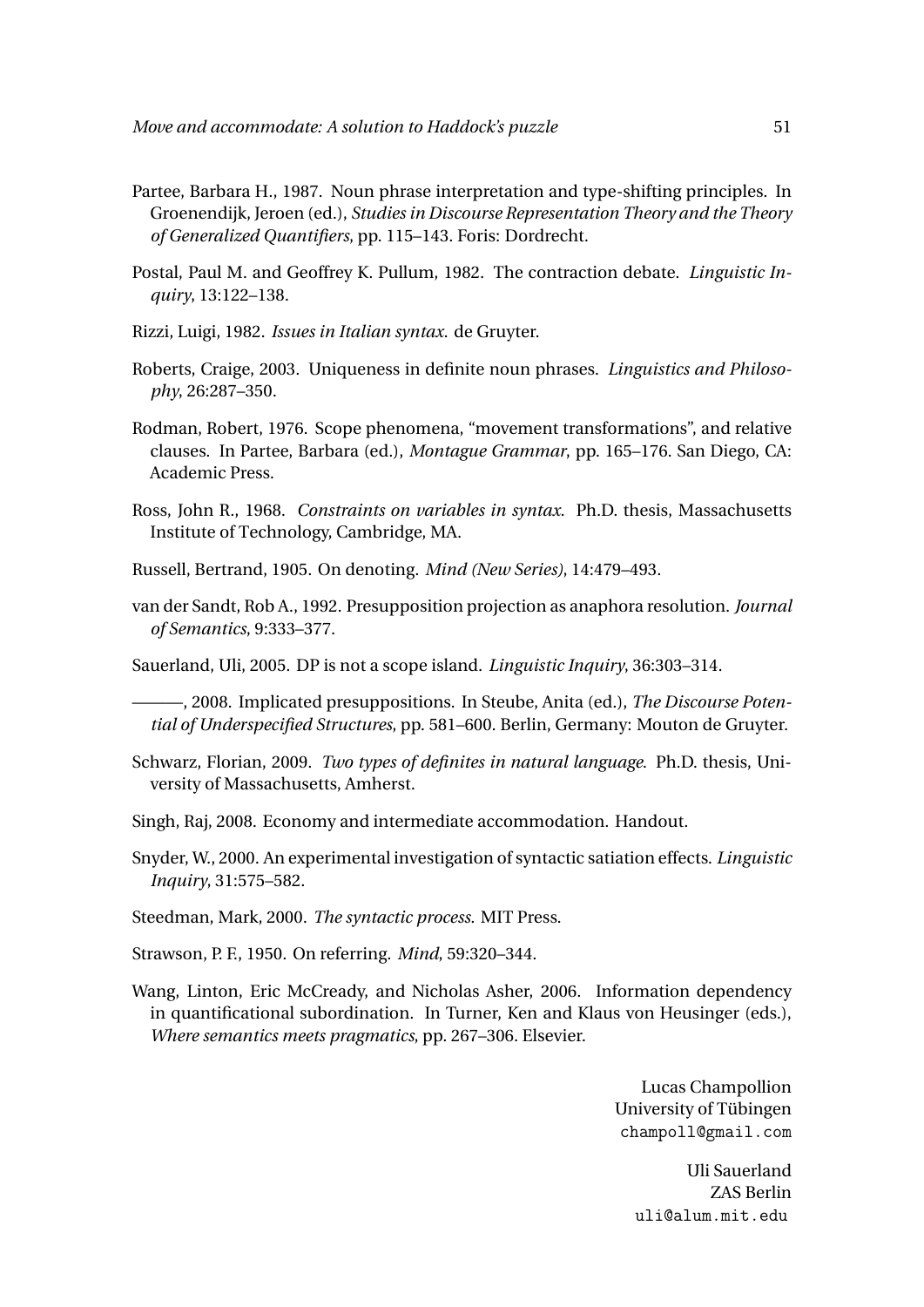Partee, Barbara H., 1987. Noun phrase interpretation and type-shifting principles. In Groenendijk, Jeroen (ed.), *Studies in Discourse Representation Theory and the Theory of Generalized Quantifiers*, pp. 115–143. Foris: Dordrecht.

Postal, Paul M. and Geoffrey K. Pullum, 1982. The contraction debate. *Linguistic Inquiry*, 13:122–138.

Rizzi, Luigi, 1982. *Issues in Italian syntax*. de Gruyter.

Roberts, Craige, 2003. Uniqueness in definite noun phrases. *Linguistics and Philosophy*, 26:287–350.

Rodman, Robert, 1976. Scope phenomena, "movement transformations", and relative clauses. In Partee, Barbara (ed.), *Montague Grammar*, pp. 165–176. San Diego, CA: Academic Press.

Ross, John R., 1968. *Constraints on variables in syntax*. Ph.D. thesis, Massachusetts Institute of Technology, Cambridge, MA.

Russell, Bertrand, 1905. On denoting. *Mind (New Series)*, 14:479–493.

van der Sandt, Rob A., 1992. Presupposition projection as anaphora resolution. *Journal of Semantics*, 9:333–377.

Sauerland, Uli, 2005. DP is not a scope island. *Linguistic Inquiry*, 36:303–314.

———, 2008. Implicated presuppositions. In Steube, Anita (ed.), *The Discourse Potential of Underspecified Structures*, pp. 581–600. Berlin, Germany: Mouton de Gruyter.

Schwarz, Florian, 2009. *Two types of definites in natural language*. Ph.D. thesis, University of Massachusetts, Amherst.

Singh, Raj, 2008. Economy and intermediate accommodation. Handout.

Snyder, W., 2000. An experimental investigation of syntactic satiation effects. *Linguistic Inquiry*, 31:575–582.

Steedman, Mark, 2000. *The syntactic process*. MIT Press.

Strawson, P. F., 1950. On referring. *Mind*, 59:320–344.

Wang, Linton, Eric McCready, and Nicholas Asher, 2006. Information dependency in quantificational subordination. In Turner, Ken and Klaus von Heusinger (eds.), *Where semantics meets pragmatics*, pp. 267–306. Elsevier.

Lucas Champollion
University of Tübingen
champoll@gmail.com

Uli Sauerland
ZAS Berlin
uli@alum.mit.edu